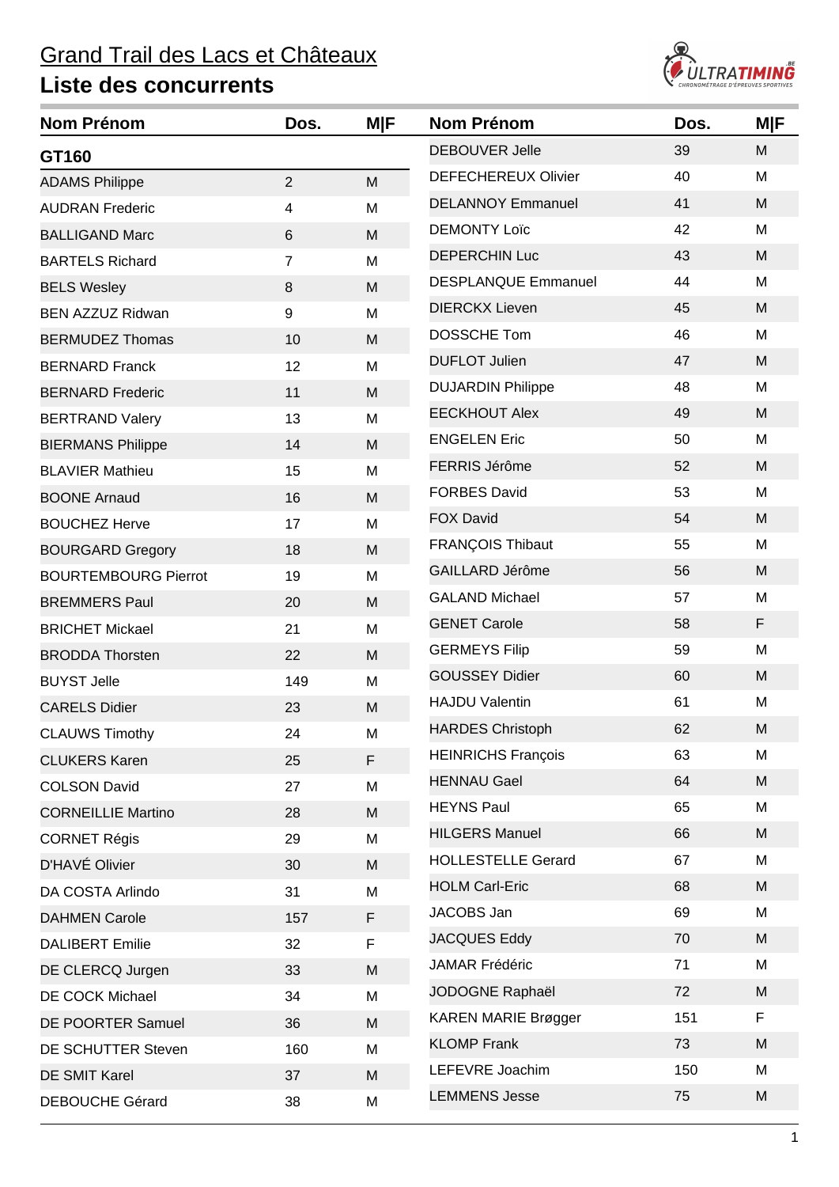# Grand Trail des Lacs et Châteaux

## Liste des concurrents

| Nom Prénom | Dos. | M\|F |
|---|---|---|
| **GT160** | | |
| ADAMS Philippe | 2 | M |
| AUDRAN Frederic | 4 | M |
| BALLIGAND Marc | 6 | M |
| BARTELS Richard | 7 | M |
| BELS Wesley | 8 | M |
| BEN AZZUZ Ridwan | 9 | M |
| BERMUDEZ Thomas | 10 | M |
| BERNARD Franck | 12 | M |
| BERNARD Frederic | 11 | M |
| BERTRAND Valery | 13 | M |
| BIERMANS Philippe | 14 | M |
| BLAVIER Mathieu | 15 | M |
| BOONE Arnaud | 16 | M |
| BOUCHEZ Herve | 17 | M |
| BOURGARD Gregory | 18 | M |
| BOURTEMBOURG Pierrot | 19 | M |
| BREMMERS Paul | 20 | M |
| BRICHET Mickael | 21 | M |
| BRODDA Thorsten | 22 | M |
| BUYST Jelle | 149 | M |
| CARELS Didier | 23 | M |
| CLAUWS Timothy | 24 | M |
| CLUKERS Karen | 25 | F |
| COLSON David | 27 | M |
| CORNEILLIE Martino | 28 | M |
| CORNET Régis | 29 | M |
| D'HAVÉ Olivier | 30 | M |
| DA COSTA Arlindo | 31 | M |
| DAHMEN Carole | 157 | F |
| DALIBERT Emilie | 32 | F |
| DE CLERCQ Jurgen | 33 | M |
| DE COCK Michael | 34 | M |
| DE POORTER Samuel | 36 | M |
| DE SCHUTTER Steven | 160 | M |
| DE SMIT Karel | 37 | M |
| DEBOUCHE Gérard | 38 | M |
| DEBOUVER Jelle | 39 | M |
| DEFECHEREUX Olivier | 40 | M |
| DELANNOY Emmanuel | 41 | M |
| DEMONTY Loïc | 42 | M |
| DEPERCHIN Luc | 43 | M |
| DESPLANQUE Emmanuel | 44 | M |
| DIERCKX Lieven | 45 | M |
| DOSSCHE Tom | 46 | M |
| DUFLOT Julien | 47 | M |
| DUJARDIN Philippe | 48 | M |
| EECKHOUT Alex | 49 | M |
| ENGELEN Eric | 50 | M |
| FERRIS Jérôme | 52 | M |
| FORBES David | 53 | M |
| FOX David | 54 | M |
| FRANÇOIS Thibaut | 55 | M |
| GAILLARD Jérôme | 56 | M |
| GALAND Michael | 57 | M |
| GENET Carole | 58 | F |
| GERMEYS Filip | 59 | M |
| GOUSSEY Didier | 60 | M |
| HAJDU Valentin | 61 | M |
| HARDES Christoph | 62 | M |
| HEINRICHS François | 63 | M |
| HENNAU Gael | 64 | M |
| HEYNS Paul | 65 | M |
| HILGERS Manuel | 66 | M |
| HOLLESTELLE Gerard | 67 | M |
| HOLM Carl-Eric | 68 | M |
| JACOBS Jan | 69 | M |
| JACQUES Eddy | 70 | M |
| JAMAR Frédéric | 71 | M |
| JODOGNE Raphaël | 72 | M |
| KAREN MARIE Brøgger | 151 | F |
| KLOMP Frank | 73 | M |
| LEFEVRE Joachim | 150 | M |
| LEMMENS Jesse | 75 | M |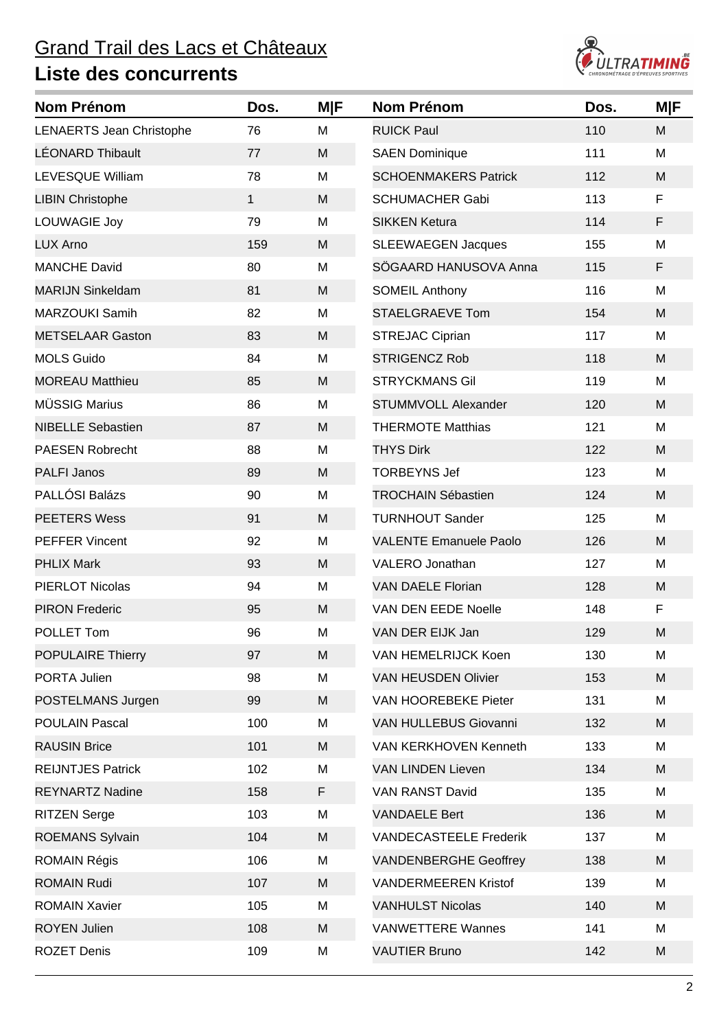# Grand Trail des Lacs et Châteaux

## Liste des concurrents

| Nom Prénom | Dos. | M\|F |
|---|---|---|
| LENAERTS Jean Christophe | 76 | M |
| LÉONARD Thibault | 77 | M |
| LEVESQUE William | 78 | M |
| LIBIN Christophe | 1 | M |
| LOUWAGIE Joy | 79 | M |
| LUX Arno | 159 | M |
| MANCHE David | 80 | M |
| MARIJN Sinkeldam | 81 | M |
| MARZOUKI Samih | 82 | M |
| METSELAAR Gaston | 83 | M |
| MOLS Guido | 84 | M |
| MOREAU Matthieu | 85 | M |
| MÜSSIG Marius | 86 | M |
| NIBELLE Sebastien | 87 | M |
| PAESEN Robrecht | 88 | M |
| PALFI Janos | 89 | M |
| PALLÓSI Balázs | 90 | M |
| PEETERS Wess | 91 | M |
| PEFFER Vincent | 92 | M |
| PHLIX Mark | 93 | M |
| PIERLOT Nicolas | 94 | M |
| PIRON Frederic | 95 | M |
| POLLET Tom | 96 | M |
| POPULAIRE Thierry | 97 | M |
| PORTA Julien | 98 | M |
| POSTELMANS Jurgen | 99 | M |
| POULAIN Pascal | 100 | M |
| RAUSIN Brice | 101 | M |
| REIJNTJES Patrick | 102 | M |
| REYNARTZ Nadine | 158 | F |
| RITZEN Serge | 103 | M |
| ROEMANS Sylvain | 104 | M |
| ROMAIN Régis | 106 | M |
| ROMAIN Rudi | 107 | M |
| ROMAIN Xavier | 105 | M |
| ROYEN Julien | 108 | M |
| ROZET Denis | 109 | M |
| RUICK Paul | 110 | M |
| SAEN Dominique | 111 | M |
| SCHOENMAKERS Patrick | 112 | M |
| SCHUMACHER Gabi | 113 | F |
| SIKKEN Ketura | 114 | F |
| SLEEWAEGEN Jacques | 155 | M |
| SÖGAARD HANUSOVA Anna | 115 | F |
| SOMEIL Anthony | 116 | M |
| STAELGRAEVE Tom | 154 | M |
| STREJAC Ciprian | 117 | M |
| STRIGENCZ Rob | 118 | M |
| STRYCKMANS Gil | 119 | M |
| STUMMVOLL Alexander | 120 | M |
| THERMOTE Matthias | 121 | M |
| THYS Dirk | 122 | M |
| TORBEYNS Jef | 123 | M |
| TROCHAIN Sébastien | 124 | M |
| TURNHOUT Sander | 125 | M |
| VALENTE Emanuele Paolo | 126 | M |
| VALERO Jonathan | 127 | M |
| VAN DAELE Florian | 128 | M |
| VAN DEN EEDE Noelle | 148 | F |
| VAN DER EIJK Jan | 129 | M |
| VAN HEMELRIJCK Koen | 130 | M |
| VAN HEUSDEN Olivier | 153 | M |
| VAN HOOREBEKE Pieter | 131 | M |
| VAN HULLEBUS Giovanni | 132 | M |
| VAN KERKHOVEN Kenneth | 133 | M |
| VAN LINDEN Lieven | 134 | M |
| VAN RANST David | 135 | M |
| VANDAELE Bert | 136 | M |
| VANDECASTEELE Frederik | 137 | M |
| VANDENBERGHE Geoffrey | 138 | M |
| VANDERMEEREN Kristof | 139 | M |
| VANHULST Nicolas | 140 | M |
| VANWETTERE Wannes | 141 | M |
| VAUTIER Bruno | 142 | M |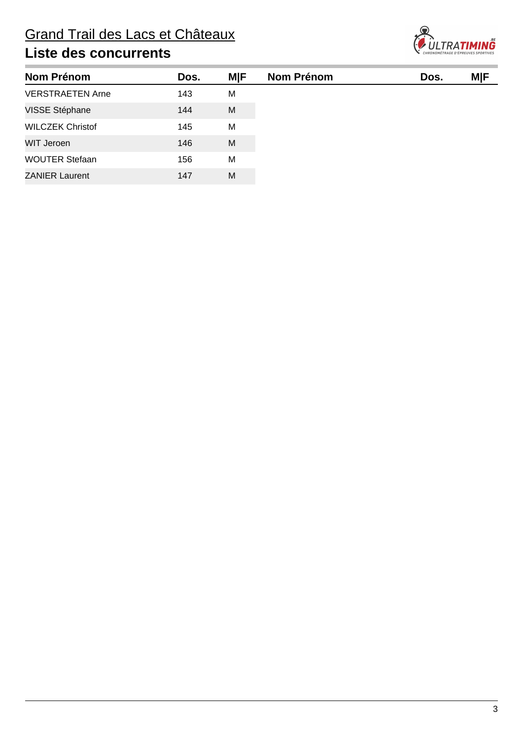# Grand Trail des Lacs et Châteaux

## Liste des concurrents

| Nom Prénom | Dos. | M\|F | Nom Prénom | Dos. | M\|F |
|---|---|---|---|---|---|
| VERSTRAETEN Arne | 143 | M | | | |
| VISSE Stéphane | 144 | M | | | |
| WILCZEK Christof | 145 | M | | | |
| WIT Jeroen | 146 | M | | | |
| WOUTER Stefaan | 156 | M | | | |
| ZANIER Laurent | 147 | M | | | |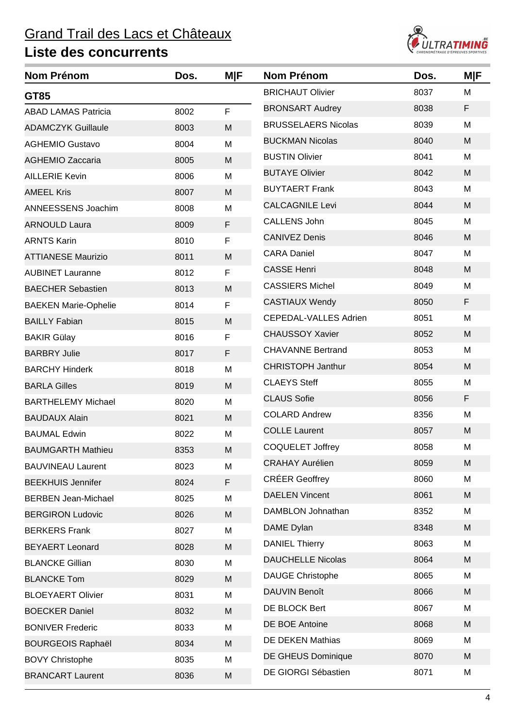# Grand Trail des Lacs et Châteaux

## Liste des concurrents

| Nom Prénom | Dos. | M\|F |
|---|---|---|
| **GT85** | | |
| ABAD LAMAS Patricia | 8002 | F |
| ADAMCZYK Guillaule | 8003 | M |
| AGHEMIO Gustavo | 8004 | M |
| AGHEMIO Zaccaria | 8005 | M |
| AILLERIE Kevin | 8006 | M |
| AMEEL Kris | 8007 | M |
| ANNEESSENS Joachim | 8008 | M |
| ARNOULD Laura | 8009 | F |
| ARNTS Karin | 8010 | F |
| ATTIANESE Maurizio | 8011 | M |
| AUBINET Lauranne | 8012 | F |
| BAECHER Sebastien | 8013 | M |
| BAEKEN Marie-Ophelie | 8014 | F |
| BAILLY Fabian | 8015 | M |
| BAKIR Gülay | 8016 | F |
| BARBRY Julie | 8017 | F |
| BARCHY Hinderk | 8018 | M |
| BARLA Gilles | 8019 | M |
| BARTHELEMY Michael | 8020 | M |
| BAUDAUX Alain | 8021 | M |
| BAUMAL Edwin | 8022 | M |
| BAUMGARTH Mathieu | 8353 | M |
| BAUVINEAU Laurent | 8023 | M |
| BEEKHUIS Jennifer | 8024 | F |
| BERBEN Jean-Michael | 8025 | M |
| BERGIRON Ludovic | 8026 | M |
| BERKERS Frank | 8027 | M |
| BEYAERT Leonard | 8028 | M |
| BLANCKE Gillian | 8030 | M |
| BLANCKE Tom | 8029 | M |
| BLOEYAERT Olivier | 8031 | M |
| BOECKER Daniel | 8032 | M |
| BONIVER Frederic | 8033 | M |
| BOURGEOIS Raphaël | 8034 | M |
| BOVY Christophe | 8035 | M |
| BRANCART Laurent | 8036 | M |
| BRICHAUT Olivier | 8037 | M |
| BRONSART Audrey | 8038 | F |
| BRUSSELAERS Nicolas | 8039 | M |
| BUCKMAN Nicolas | 8040 | M |
| BUSTIN Olivier | 8041 | M |
| BUTAYE Olivier | 8042 | M |
| BUYTAERT Frank | 8043 | M |
| CALCAGNILE Levi | 8044 | M |
| CALLENS John | 8045 | M |
| CANIVEZ Denis | 8046 | M |
| CARA Daniel | 8047 | M |
| CASSE Henri | 8048 | M |
| CASSIERS Michel | 8049 | M |
| CASTIAUX Wendy | 8050 | F |
| CEPEDAL-VALLES Adrien | 8051 | M |
| CHAUSSOY Xavier | 8052 | M |
| CHAVANNE Bertrand | 8053 | M |
| CHRISTOPH Janthur | 8054 | M |
| CLAEYS Steff | 8055 | M |
| CLAUS Sofie | 8056 | F |
| COLARD Andrew | 8356 | M |
| COLLE Laurent | 8057 | M |
| COQUELET Joffrey | 8058 | M |
| CRAHAY Aurélien | 8059 | M |
| CRÉER Geoffrey | 8060 | M |
| DAELEN Vincent | 8061 | M |
| DAMBLON Johnathan | 8352 | M |
| DAME Dylan | 8348 | M |
| DANIEL Thierry | 8063 | M |
| DAUCHELLE Nicolas | 8064 | M |
| DAUGE Christophe | 8065 | M |
| DAUVIN Benoît | 8066 | M |
| DE BLOCK Bert | 8067 | M |
| DE BOE Antoine | 8068 | M |
| DE DEKEN Mathias | 8069 | M |
| DE GHEUS Dominique | 8070 | M |
| DE GIORGI Sébastien | 8071 | M |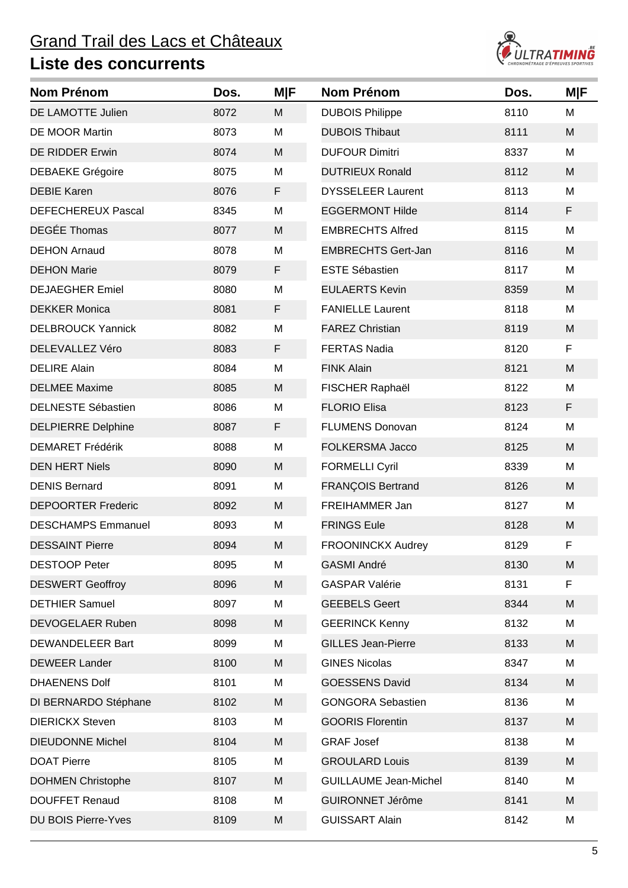# Grand Trail des Lacs et Châteaux

## Liste des concurrents

| Nom Prénom | Dos. | M\|F |
|---|---|---|
| DE LAMOTTE Julien | 8072 | M |
| DE MOOR Martin | 8073 | M |
| DE RIDDER Erwin | 8074 | M |
| DEBAEKE Grégoire | 8075 | M |
| DEBIE Karen | 8076 | F |
| DEFECHEREUX Pascal | 8345 | M |
| DEGÉE Thomas | 8077 | M |
| DEHON Arnaud | 8078 | M |
| DEHON Marie | 8079 | F |
| DEJAEGHER Emiel | 8080 | M |
| DEKKER Monica | 8081 | F |
| DELBROUCK Yannick | 8082 | M |
| DELEVALLEZ Véro | 8083 | F |
| DELIRE Alain | 8084 | M |
| DELMEE Maxime | 8085 | M |
| DELNESTE Sébastien | 8086 | M |
| DELPIERRE Delphine | 8087 | F |
| DEMARET Frédérik | 8088 | M |
| DEN HERT Niels | 8090 | M |
| DENIS Bernard | 8091 | M |
| DEPOORTER Frederic | 8092 | M |
| DESCHAMPS Emmanuel | 8093 | M |
| DESSAINT Pierre | 8094 | M |
| DESTOOP Peter | 8095 | M |
| DESWERT Geoffroy | 8096 | M |
| DETHIER Samuel | 8097 | M |
| DEVOGELAER Ruben | 8098 | M |
| DEWANDELEER Bart | 8099 | M |
| DEWEER Lander | 8100 | M |
| DHAENENS Dolf | 8101 | M |
| DI BERNARDO Stéphane | 8102 | M |
| DIERICKX Steven | 8103 | M |
| DIEUDONNE Michel | 8104 | M |
| DOAT Pierre | 8105 | M |
| DOHMEN Christophe | 8107 | M |
| DOUFFET Renaud | 8108 | M |
| DU BOIS Pierre-Yves | 8109 | M |
| DUBOIS Philippe | 8110 | M |
| DUBOIS Thibaut | 8111 | M |
| DUFOUR Dimitri | 8337 | M |
| DUTRIEUX Ronald | 8112 | M |
| DYSSELEER Laurent | 8113 | M |
| EGGERMONT Hilde | 8114 | F |
| EMBRECHTS Alfred | 8115 | M |
| EMBRECHTS Gert-Jan | 8116 | M |
| ESTE Sébastien | 8117 | M |
| EULAERTS Kevin | 8359 | M |
| FANIELLE Laurent | 8118 | M |
| FAREZ Christian | 8119 | M |
| FERTAS Nadia | 8120 | F |
| FINK Alain | 8121 | M |
| FISCHER Raphaël | 8122 | M |
| FLORIO Elisa | 8123 | F |
| FLUMENS Donovan | 8124 | M |
| FOLKERSMA Jacco | 8125 | M |
| FORMELLI Cyril | 8339 | M |
| FRANÇOIS Bertrand | 8126 | M |
| FREIHAMMER Jan | 8127 | M |
| FRINGS Eule | 8128 | M |
| FROONINCKX Audrey | 8129 | F |
| GASMI André | 8130 | M |
| GASPAR Valérie | 8131 | F |
| GEEBELS Geert | 8344 | M |
| GEERINCK Kenny | 8132 | M |
| GILLES Jean-Pierre | 8133 | M |
| GINES Nicolas | 8347 | M |
| GOESSENS David | 8134 | M |
| GONGORA Sebastien | 8136 | M |
| GOORIS Florentin | 8137 | M |
| GRAF Josef | 8138 | M |
| GROULARD Louis | 8139 | M |
| GUILLAUME Jean-Michel | 8140 | M |
| GUIRONNET Jérôme | 8141 | M |
| GUISSART Alain | 8142 | M |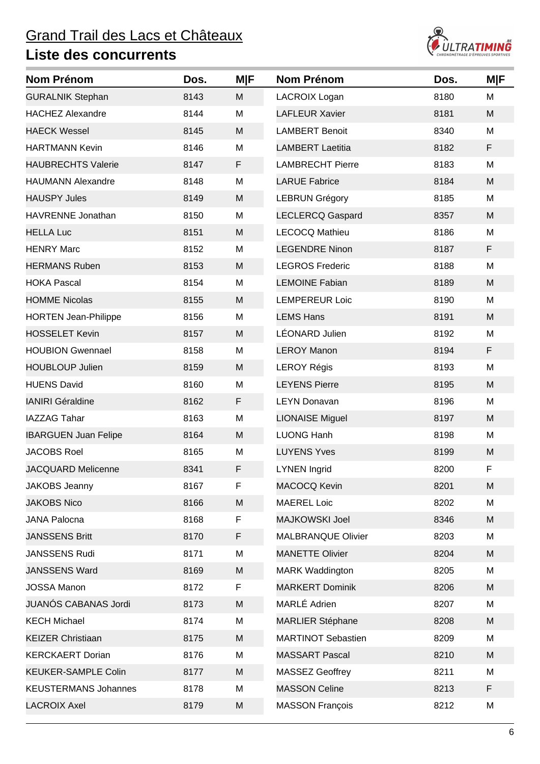# Grand Trail des Lacs et Châteaux

## Liste des concurrents

| Nom Prénom | Dos. | M\|F |
|---|---|---|
| GURALNIK Stephan | 8143 | M |
| HACHEZ Alexandre | 8144 | M |
| HAECK Wessel | 8145 | M |
| HARTMANN Kevin | 8146 | M |
| HAUBRECHTS Valerie | 8147 | F |
| HAUMANN Alexandre | 8148 | M |
| HAUSPY Jules | 8149 | M |
| HAVRENNE Jonathan | 8150 | M |
| HELLA Luc | 8151 | M |
| HENRY Marc | 8152 | M |
| HERMANS Ruben | 8153 | M |
| HOKA Pascal | 8154 | M |
| HOMME Nicolas | 8155 | M |
| HORTEN Jean-Philippe | 8156 | M |
| HOSSELET Kevin | 8157 | M |
| HOUBION Gwennael | 8158 | M |
| HOUBLOUP Julien | 8159 | M |
| HUENS David | 8160 | M |
| IANIRI Géraldine | 8162 | F |
| IAZZAG Tahar | 8163 | M |
| IBARGUEN Juan Felipe | 8164 | M |
| JACOBS Roel | 8165 | M |
| JACQUARD Melicenne | 8341 | F |
| JAKOBS Jeanny | 8167 | F |
| JAKOBS Nico | 8166 | M |
| JANA Palocna | 8168 | F |
| JANSSENS Britt | 8170 | F |
| JANSSENS Rudi | 8171 | M |
| JANSSENS Ward | 8169 | M |
| JOSSA Manon | 8172 | F |
| JUANÓS CABANAS Jordi | 8173 | M |
| KECH Michael | 8174 | M |
| KEIZER Christiaan | 8175 | M |
| KERCKAERT Dorian | 8176 | M |
| KEUKER-SAMPLE Colin | 8177 | M |
| KEUSTERMANS Johannes | 8178 | M |
| LACROIX Axel | 8179 | M |
| LACROIX Logan | 8180 | M |
| LAFLEUR Xavier | 8181 | M |
| LAMBERT Benoit | 8340 | M |
| LAMBERT Laetitia | 8182 | F |
| LAMBRECHT Pierre | 8183 | M |
| LARUE Fabrice | 8184 | M |
| LEBRUN Grégory | 8185 | M |
| LECLERCQ Gaspard | 8357 | M |
| LECOCQ Mathieu | 8186 | M |
| LEGENDRE Ninon | 8187 | F |
| LEGROS Frederic | 8188 | M |
| LEMOINE Fabian | 8189 | M |
| LEMPEREUR Loic | 8190 | M |
| LEMS Hans | 8191 | M |
| LÉONARD Julien | 8192 | M |
| LEROY Manon | 8194 | F |
| LEROY Régis | 8193 | M |
| LEYENS Pierre | 8195 | M |
| LEYN Donavan | 8196 | M |
| LIONAISE Miguel | 8197 | M |
| LUONG Hanh | 8198 | M |
| LUYENS Yves | 8199 | M |
| LYNEN Ingrid | 8200 | F |
| MACOCQ Kevin | 8201 | M |
| MAEREL Loic | 8202 | M |
| MAJKOWSKI Joel | 8346 | M |
| MALBRANQUE Olivier | 8203 | M |
| MANETTE Olivier | 8204 | M |
| MARK Waddington | 8205 | M |
| MARKERT Dominik | 8206 | M |
| MARLÉ Adrien | 8207 | M |
| MARLIER Stéphane | 8208 | M |
| MARTINOT Sebastien | 8209 | M |
| MASSART Pascal | 8210 | M |
| MASSEZ Geoffrey | 8211 | M |
| MASSON Celine | 8213 | F |
| MASSON François | 8212 | M |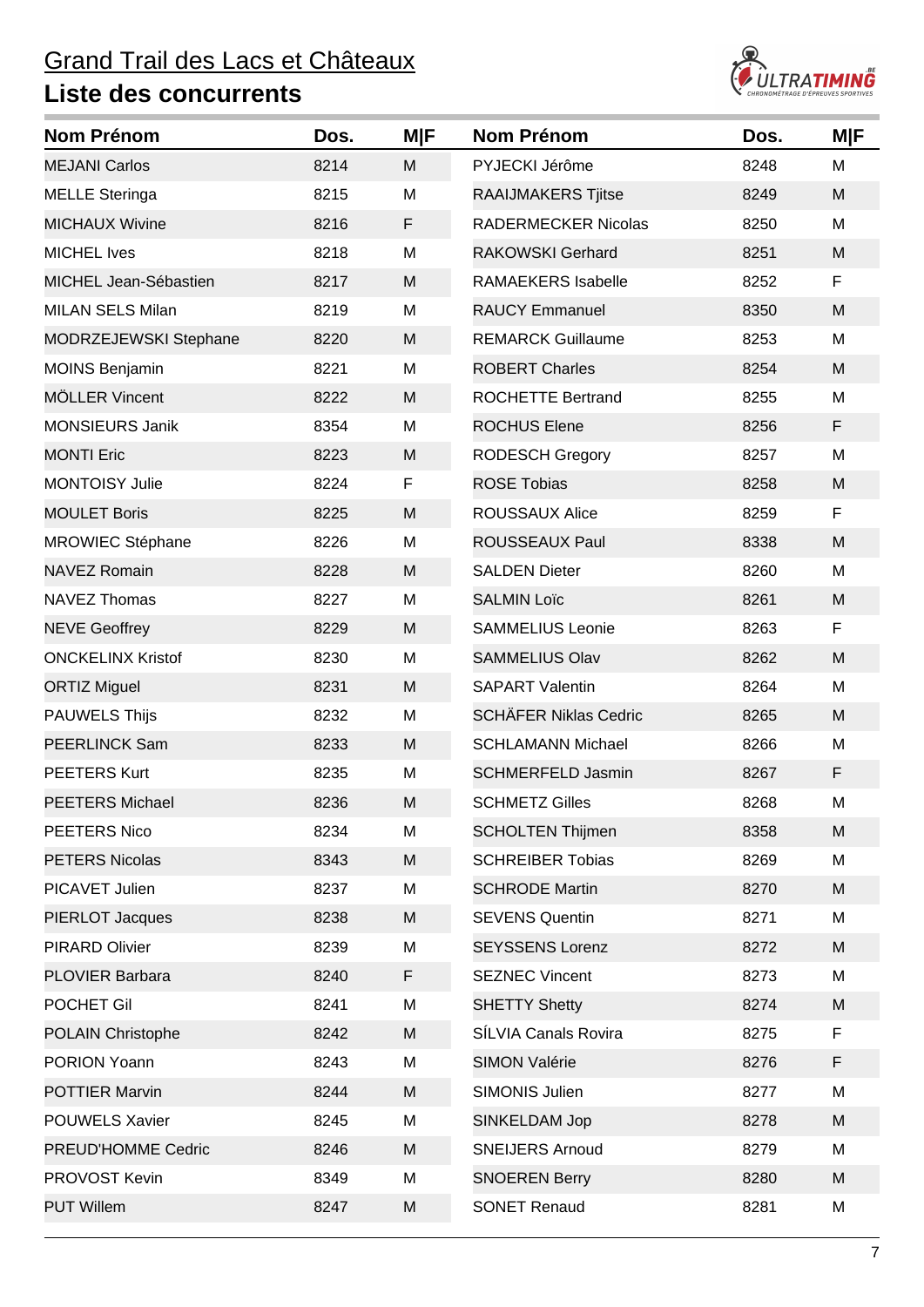# Grand Trail des Lacs et Châteaux

## Liste des concurrents

| Nom Prénom | Dos. | M\|F |
|---|---|---|
| MEJANI Carlos | 8214 | M |
| MELLE Steringa | 8215 | M |
| MICHAUX Wivine | 8216 | F |
| MICHEL Ives | 8218 | M |
| MICHEL Jean-Sébastien | 8217 | M |
| MILAN SELS Milan | 8219 | M |
| MODRZEJEWSKI Stephane | 8220 | M |
| MOINS Benjamin | 8221 | M |
| MÖLLER Vincent | 8222 | M |
| MONSIEURS Janik | 8354 | M |
| MONTI Eric | 8223 | M |
| MONTOISY Julie | 8224 | F |
| MOULET Boris | 8225 | M |
| MROWIEC Stéphane | 8226 | M |
| NAVEZ Romain | 8228 | M |
| NAVEZ Thomas | 8227 | M |
| NEVE Geoffrey | 8229 | M |
| ONCKELINX Kristof | 8230 | M |
| ORTIZ Miguel | 8231 | M |
| PAUWELS Thijs | 8232 | M |
| PEERLINCK Sam | 8233 | M |
| PEETERS Kurt | 8235 | M |
| PEETERS Michael | 8236 | M |
| PEETERS Nico | 8234 | M |
| PETERS Nicolas | 8343 | M |
| PICAVET Julien | 8237 | M |
| PIERLOT Jacques | 8238 | M |
| PIRARD Olivier | 8239 | M |
| PLOVIER Barbara | 8240 | F |
| POCHET Gil | 8241 | M |
| POLAIN Christophe | 8242 | M |
| PORION Yoann | 8243 | M |
| POTTIER Marvin | 8244 | M |
| POUWELS Xavier | 8245 | M |
| PREUD'HOMME Cedric | 8246 | M |
| PROVOST Kevin | 8349 | M |
| PUT Willem | 8247 | M |
| PYJECKI Jérôme | 8248 | M |
| RAAIJMAKERS Tjitse | 8249 | M |
| RADERMECKER Nicolas | 8250 | M |
| RAKOWSKI Gerhard | 8251 | M |
| RAMAEKERS Isabelle | 8252 | F |
| RAUCY Emmanuel | 8350 | M |
| REMARCK Guillaume | 8253 | M |
| ROBERT Charles | 8254 | M |
| ROCHETTE Bertrand | 8255 | M |
| ROCHUS Elene | 8256 | F |
| RODESCH Gregory | 8257 | M |
| ROSE Tobias | 8258 | M |
| ROUSSAUX Alice | 8259 | F |
| ROUSSEAUX Paul | 8338 | M |
| SALDEN Dieter | 8260 | M |
| SALMIN Loïc | 8261 | M |
| SAMMELIUS Leonie | 8263 | F |
| SAMMELIUS Olav | 8262 | M |
| SAPART Valentin | 8264 | M |
| SCHÄFER Niklas Cedric | 8265 | M |
| SCHLAMANN Michael | 8266 | M |
| SCHMERFELD Jasmin | 8267 | F |
| SCHMETZ Gilles | 8268 | M |
| SCHOLTEN Thijmen | 8358 | M |
| SCHREIBER Tobias | 8269 | M |
| SCHRODE Martin | 8270 | M |
| SEVENS Quentin | 8271 | M |
| SEYSSENS Lorenz | 8272 | M |
| SEZNEC Vincent | 8273 | M |
| SHETTY Shetty | 8274 | M |
| SÍLVIA Canals Rovira | 8275 | F |
| SIMON Valérie | 8276 | F |
| SIMONIS Julien | 8277 | M |
| SINKELDAM Jop | 8278 | M |
| SNEIJERS Arnoud | 8279 | M |
| SNOEREN Berry | 8280 | M |
| SONET Renaud | 8281 | M |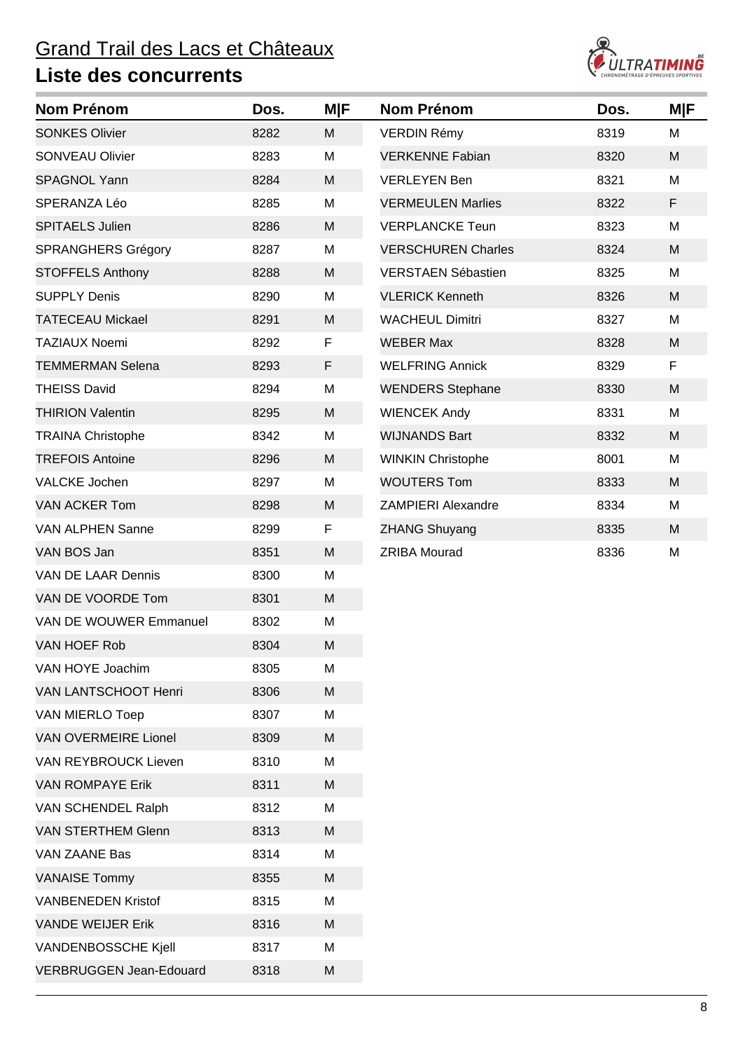# Grand Trail des Lacs et Châteaux

## Liste des concurrents

| Nom Prénom | Dos. | M\|F |
|---|---|---|
| SONKES Olivier | 8282 | M |
| SONVEAU Olivier | 8283 | M |
| SPAGNOL Yann | 8284 | M |
| SPERANZA Léo | 8285 | M |
| SPITAELS Julien | 8286 | M |
| SPRANGHERS Grégory | 8287 | M |
| STOFFELS Anthony | 8288 | M |
| SUPPLY Denis | 8290 | M |
| TATECEAU Mickael | 8291 | M |
| TAZIAUX Noemi | 8292 | F |
| TEMMERMAN Selena | 8293 | F |
| THEISS David | 8294 | M |
| THIRION Valentin | 8295 | M |
| TRAINA Christophe | 8342 | M |
| TREFOIS Antoine | 8296 | M |
| VALCKE Jochen | 8297 | M |
| VAN ACKER Tom | 8298 | M |
| VAN ALPHEN Sanne | 8299 | F |
| VAN BOS Jan | 8351 | M |
| VAN DE LAAR Dennis | 8300 | M |
| VAN DE VOORDE Tom | 8301 | M |
| VAN DE WOUWER Emmanuel | 8302 | M |
| VAN HOEF Rob | 8304 | M |
| VAN HOYE Joachim | 8305 | M |
| VAN LANTSCHOOT Henri | 8306 | M |
| VAN MIERLO Toep | 8307 | M |
| VAN OVERMEIRE Lionel | 8309 | M |
| VAN REYBROUCK Lieven | 8310 | M |
| VAN ROMPAYE Erik | 8311 | M |
| VAN SCHENDEL Ralph | 8312 | M |
| VAN STERTHEM Glenn | 8313 | M |
| VAN ZAANE Bas | 8314 | M |
| VANAISE Tommy | 8355 | M |
| VANBENEDEN Kristof | 8315 | M |
| VANDE WEIJER Erik | 8316 | M |
| VANDENBOSSCHE Kjell | 8317 | M |
| VERBRUGGEN Jean-Edouard | 8318 | M |
| VERDIN Rémy | 8319 | M |
| VERKENNE Fabian | 8320 | M |
| VERLEYEN Ben | 8321 | M |
| VERMEULEN Marlies | 8322 | F |
| VERPLANCKE Teun | 8323 | M |
| VERSCHUREN Charles | 8324 | M |
| VERSTAEN Sébastien | 8325 | M |
| VLERICK Kenneth | 8326 | M |
| WACHEUL Dimitri | 8327 | M |
| WEBER Max | 8328 | M |
| WELFRING Annick | 8329 | F |
| WENDERS Stephane | 8330 | M |
| WIENCEK Andy | 8331 | M |
| WIJNANDS Bart | 8332 | M |
| WINKIN Christophe | 8001 | M |
| WOUTERS Tom | 8333 | M |
| ZAMPIERI Alexandre | 8334 | M |
| ZHANG Shuyang | 8335 | M |
| ZRIBA Mourad | 8336 | M |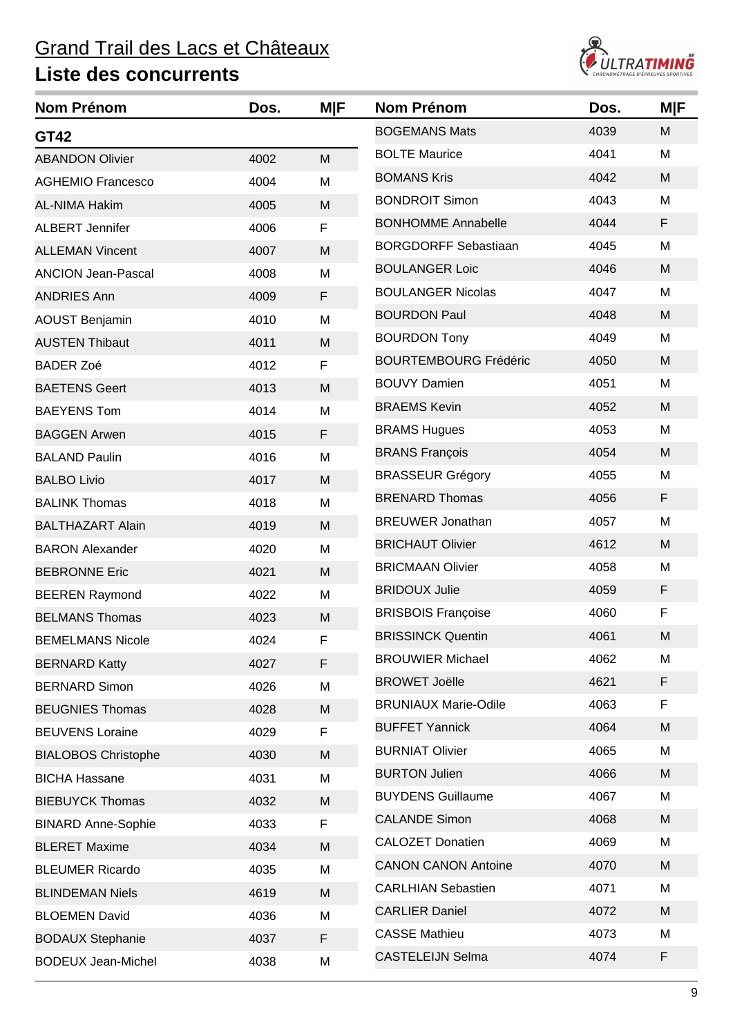# Grand Trail des Lacs et Châteaux

## Liste des concurrents

| Nom Prénom | Dos. | M\|F |
|---|---|---|
| **GT42** | | |
| ABANDON Olivier | 4002 | M |
| AGHEMIO Francesco | 4004 | M |
| AL-NIMA Hakim | 4005 | M |
| ALBERT Jennifer | 4006 | F |
| ALLEMAN Vincent | 4007 | M |
| ANCION Jean-Pascal | 4008 | M |
| ANDRIES Ann | 4009 | F |
| AOUST Benjamin | 4010 | M |
| AUSTEN Thibaut | 4011 | M |
| BADER Zoé | 4012 | F |
| BAETENS Geert | 4013 | M |
| BAEYENS Tom | 4014 | M |
| BAGGEN Arwen | 4015 | F |
| BALAND Paulin | 4016 | M |
| BALBO Livio | 4017 | M |
| BALINK Thomas | 4018 | M |
| BALTHAZART Alain | 4019 | M |
| BARON Alexander | 4020 | M |
| BEBRONNE Eric | 4021 | M |
| BEEREN Raymond | 4022 | M |
| BELMANS Thomas | 4023 | M |
| BEMELMANS Nicole | 4024 | F |
| BERNARD Katty | 4027 | F |
| BERNARD Simon | 4026 | M |
| BEUGNIES Thomas | 4028 | M |
| BEUVENS Loraine | 4029 | F |
| BIALOBOS Christophe | 4030 | M |
| BICHA Hassane | 4031 | M |
| BIEBUYCK Thomas | 4032 | M |
| BINARD Anne-Sophie | 4033 | F |
| BLERET Maxime | 4034 | M |
| BLEUMER Ricardo | 4035 | M |
| BLINDEMAN Niels | 4619 | M |
| BLOEMEN David | 4036 | M |
| BODAUX Stephanie | 4037 | F |
| BODEUX Jean-Michel | 4038 | M |
| BOGEMANS Mats | 4039 | M |
| BOLTE Maurice | 4041 | M |
| BOMANS Kris | 4042 | M |
| BONDROIT Simon | 4043 | M |
| BONHOMME Annabelle | 4044 | F |
| BORGDORFF Sebastiaan | 4045 | M |
| BOULANGER Loic | 4046 | M |
| BOULANGER Nicolas | 4047 | M |
| BOURDON Paul | 4048 | M |
| BOURDON Tony | 4049 | M |
| BOURTEMBOURG Frédéric | 4050 | M |
| BOUVY Damien | 4051 | M |
| BRAEMS Kevin | 4052 | M |
| BRAMS Hugues | 4053 | M |
| BRANS François | 4054 | M |
| BRASSEUR Grégory | 4055 | M |
| BRENARD Thomas | 4056 | F |
| BREUWER Jonathan | 4057 | M |
| BRICHAUT Olivier | 4612 | M |
| BRICMAAN Olivier | 4058 | M |
| BRIDOUX Julie | 4059 | F |
| BRISBOIS Françoise | 4060 | F |
| BRISSINCK Quentin | 4061 | M |
| BROUWIER Michael | 4062 | M |
| BROWET Joëlle | 4621 | F |
| BRUNIAUX Marie-Odile | 4063 | F |
| BUFFET Yannick | 4064 | M |
| BURNIAT Olivier | 4065 | M |
| BURTON Julien | 4066 | M |
| BUYDENS Guillaume | 4067 | M |
| CALANDE Simon | 4068 | M |
| CALOZET Donatien | 4069 | M |
| CANON CANON Antoine | 4070 | M |
| CARLHIAN Sebastien | 4071 | M |
| CARLIER Daniel | 4072 | M |
| CASSE Mathieu | 4073 | M |
| CASTELEIJN Selma | 4074 | F |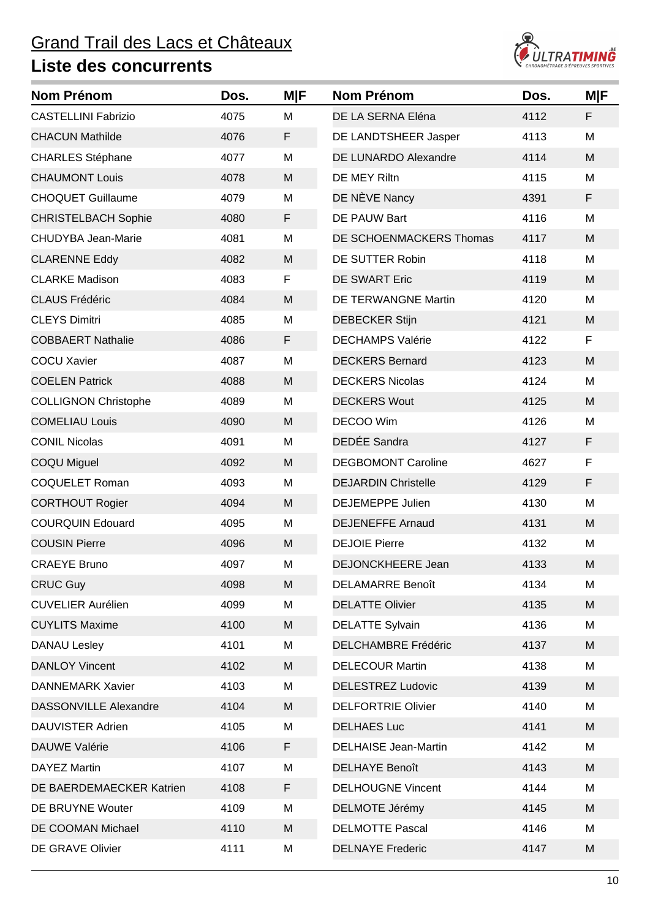# Grand Trail des Lacs et Châteaux

## Liste des concurrents

| Nom Prénom | Dos. | M\|F |
|---|---|---|
| CASTELLINI Fabrizio | 4075 | M |
| CHACUN Mathilde | 4076 | F |
| CHARLES Stéphane | 4077 | M |
| CHAUMONT Louis | 4078 | M |
| CHOQUET Guillaume | 4079 | M |
| CHRISTELBACH Sophie | 4080 | F |
| CHUDYBA Jean-Marie | 4081 | M |
| CLARENNE Eddy | 4082 | M |
| CLARKE Madison | 4083 | F |
| CLAUS Frédéric | 4084 | M |
| CLEYS Dimitri | 4085 | M |
| COBBAERT Nathalie | 4086 | F |
| COCU Xavier | 4087 | M |
| COELEN Patrick | 4088 | M |
| COLLIGNON Christophe | 4089 | M |
| COMELIAU Louis | 4090 | M |
| CONIL Nicolas | 4091 | M |
| COQU Miguel | 4092 | M |
| COQUELET Roman | 4093 | M |
| CORTHOUT Rogier | 4094 | M |
| COURQUIN Edouard | 4095 | M |
| COUSIN Pierre | 4096 | M |
| CRAEYE Bruno | 4097 | M |
| CRUC Guy | 4098 | M |
| CUVELIER Aurélien | 4099 | M |
| CUYLITS Maxime | 4100 | M |
| DANAU Lesley | 4101 | M |
| DANLOY Vincent | 4102 | M |
| DANNEMARK Xavier | 4103 | M |
| DASSONVILLE Alexandre | 4104 | M |
| DAUVISTER Adrien | 4105 | M |
| DAUWE Valérie | 4106 | F |
| DAYEZ Martin | 4107 | M |
| DE BAERDEMAECKER Katrien | 4108 | F |
| DE BRUYNE Wouter | 4109 | M |
| DE COOMAN Michael | 4110 | M |
| DE GRAVE Olivier | 4111 | M |
| DE LA SERNA Eléna | 4112 | F |
| DE LANDTSHEER Jasper | 4113 | M |
| DE LUNARDO Alexandre | 4114 | M |
| DE MEY Riltn | 4115 | M |
| DE NÈVE Nancy | 4391 | F |
| DE PAUW Bart | 4116 | M |
| DE SCHOENMACKERS Thomas | 4117 | M |
| DE SUTTER Robin | 4118 | M |
| DE SWART Eric | 4119 | M |
| DE TERWANGNE Martin | 4120 | M |
| DEBECKER Stijn | 4121 | M |
| DECHAMPS Valérie | 4122 | F |
| DECKERS Bernard | 4123 | M |
| DECKERS Nicolas | 4124 | M |
| DECKERS Wout | 4125 | M |
| DECOO Wim | 4126 | M |
| DEDÉE Sandra | 4127 | F |
| DEGBOMONT Caroline | 4627 | F |
| DEJARDIN Christelle | 4129 | F |
| DEJEMEPPE Julien | 4130 | M |
| DEJENEFFE Arnaud | 4131 | M |
| DEJOIE Pierre | 4132 | M |
| DEJONCKHEERE Jean | 4133 | M |
| DELAMARRE Benoît | 4134 | M |
| DELATTE Olivier | 4135 | M |
| DELATTE Sylvain | 4136 | M |
| DELCHAMBRE Frédéric | 4137 | M |
| DELECOUR Martin | 4138 | M |
| DELESTREZ Ludovic | 4139 | M |
| DELFORTRIE Olivier | 4140 | M |
| DELHAES Luc | 4141 | M |
| DELHAISE Jean-Martin | 4142 | M |
| DELHAYE Benoît | 4143 | M |
| DELHOUGNE Vincent | 4144 | M |
| DELMOTE Jérémy | 4145 | M |
| DELMOTTE Pascal | 4146 | M |
| DELNAYE Frederic | 4147 | M |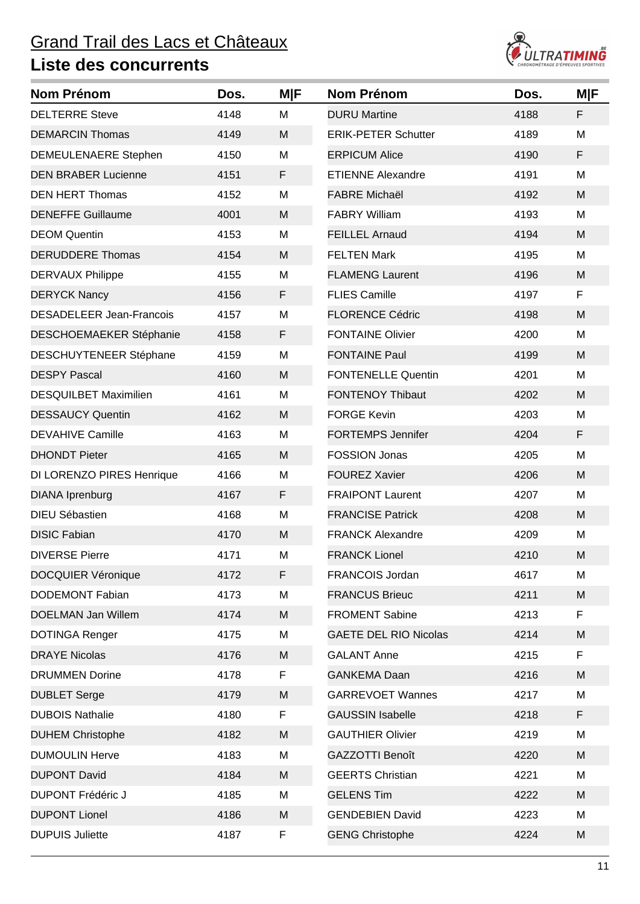# Grand Trail des Lacs et Châteaux

## Liste des concurrents

| Nom Prénom | Dos. | M\|F |
|---|---|---|
| DELTERRE Steve | 4148 | M |
| DEMARCIN Thomas | 4149 | M |
| DEMEULENAERE Stephen | 4150 | M |
| DEN BRABER Lucienne | 4151 | F |
| DEN HERT Thomas | 4152 | M |
| DENEFFE Guillaume | 4001 | M |
| DEOM Quentin | 4153 | M |
| DERUDDERE Thomas | 4154 | M |
| DERVAUX Philippe | 4155 | M |
| DERYCK Nancy | 4156 | F |
| DESADELEER Jean-Francois | 4157 | M |
| DESCHOEMAEKER Stéphanie | 4158 | F |
| DESCHUYTENEER Stéphane | 4159 | M |
| DESPY Pascal | 4160 | M |
| DESQUILBET Maximilien | 4161 | M |
| DESSAUCY Quentin | 4162 | M |
| DEVAHIVE Camille | 4163 | M |
| DHONDT Pieter | 4165 | M |
| DI LORENZO PIRES Henrique | 4166 | M |
| DIANA Iprenburg | 4167 | F |
| DIEU Sébastien | 4168 | M |
| DISIC Fabian | 4170 | M |
| DIVERSE Pierre | 4171 | M |
| DOCQUIER Véronique | 4172 | F |
| DODEMONT Fabian | 4173 | M |
| DOELMAN Jan Willem | 4174 | M |
| DOTINGA Renger | 4175 | M |
| DRAYE Nicolas | 4176 | M |
| DRUMMEN Dorine | 4178 | F |
| DUBLET Serge | 4179 | M |
| DUBOIS Nathalie | 4180 | F |
| DUHEM Christophe | 4182 | M |
| DUMOULIN Herve | 4183 | M |
| DUPONT David | 4184 | M |
| DUPONT Frédéric J | 4185 | M |
| DUPONT Lionel | 4186 | M |
| DUPUIS Juliette | 4187 | F |
| DURU Martine | 4188 | F |
| ERIK-PETER Schutter | 4189 | M |
| ERPICUM Alice | 4190 | F |
| ETIENNE Alexandre | 4191 | M |
| FABRE Michaël | 4192 | M |
| FABRY William | 4193 | M |
| FEILLEL Arnaud | 4194 | M |
| FELTEN Mark | 4195 | M |
| FLAMENG Laurent | 4196 | M |
| FLIES Camille | 4197 | F |
| FLORENCE Cédric | 4198 | M |
| FONTAINE Olivier | 4200 | M |
| FONTAINE Paul | 4199 | M |
| FONTENELLE Quentin | 4201 | M |
| FONTENOY Thibaut | 4202 | M |
| FORGE Kevin | 4203 | M |
| FORTEMPS Jennifer | 4204 | F |
| FOSSION Jonas | 4205 | M |
| FOUREZ Xavier | 4206 | M |
| FRAIPONT Laurent | 4207 | M |
| FRANCISE Patrick | 4208 | M |
| FRANCK Alexandre | 4209 | M |
| FRANCK Lionel | 4210 | M |
| FRANCOIS Jordan | 4617 | M |
| FRANCUS Brieuc | 4211 | M |
| FROMENT Sabine | 4213 | F |
| GAETE DEL RIO Nicolas | 4214 | M |
| GALANT Anne | 4215 | F |
| GANKEMA Daan | 4216 | M |
| GARREVOET Wannes | 4217 | M |
| GAUSSIN Isabelle | 4218 | F |
| GAUTHIER Olivier | 4219 | M |
| GAZZOTTI Benoît | 4220 | M |
| GEERTS Christian | 4221 | M |
| GELENS Tim | 4222 | M |
| GENDEBIEN David | 4223 | M |
| GENG Christophe | 4224 | M |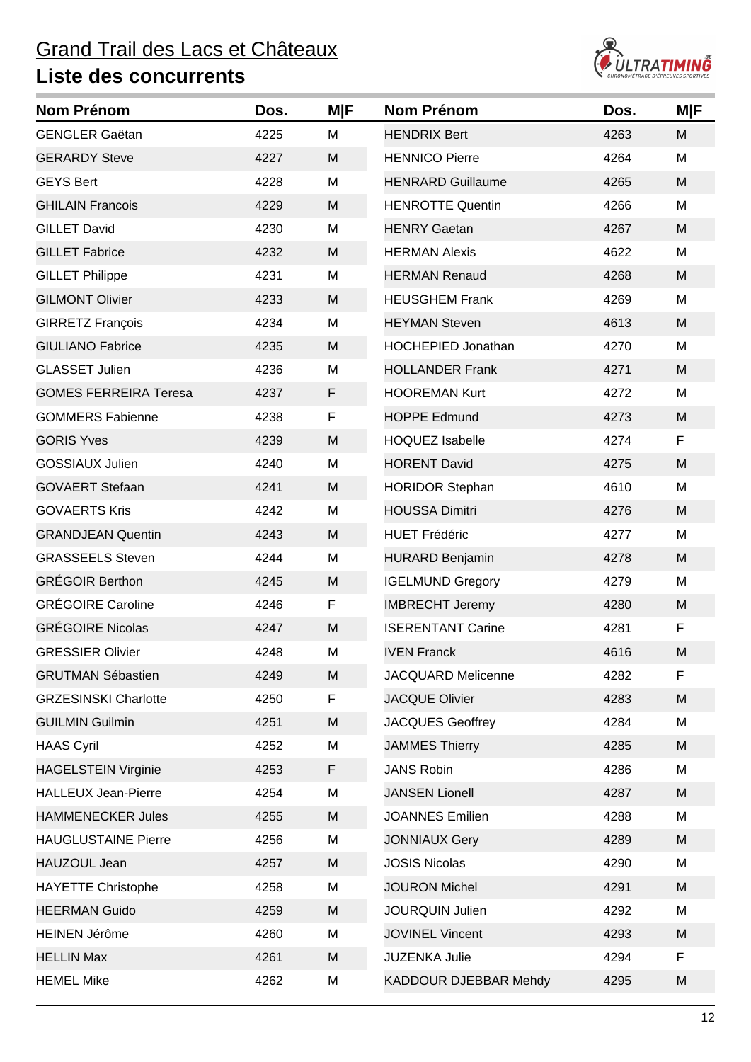# Grand Trail des Lacs et Châteaux

## Liste des concurrents

| Nom Prénom | Dos. | M\|F |
|---|---|---|
| GENGLER Gaëtan | 4225 | M |
| GERARDY Steve | 4227 | M |
| GEYS Bert | 4228 | M |
| GHILAIN Francois | 4229 | M |
| GILLET David | 4230 | M |
| GILLET Fabrice | 4232 | M |
| GILLET Philippe | 4231 | M |
| GILMONT Olivier | 4233 | M |
| GIRRETZ François | 4234 | M |
| GIULIANO Fabrice | 4235 | M |
| GLASSET Julien | 4236 | M |
| GOMES FERREIRA Teresa | 4237 | F |
| GOMMERS Fabienne | 4238 | F |
| GORIS Yves | 4239 | M |
| GOSSIAUX Julien | 4240 | M |
| GOVAERT Stefaan | 4241 | M |
| GOVAERTS Kris | 4242 | M |
| GRANDJEAN Quentin | 4243 | M |
| GRASSEELS Steven | 4244 | M |
| GRÉGOIR Berthon | 4245 | M |
| GRÉGOIRE Caroline | 4246 | F |
| GRÉGOIRE Nicolas | 4247 | M |
| GRESSIER Olivier | 4248 | M |
| GRUTMAN Sébastien | 4249 | M |
| GRZESINSKI Charlotte | 4250 | F |
| GUILMIN Guilmin | 4251 | M |
| HAAS Cyril | 4252 | M |
| HAGELSTEIN Virginie | 4253 | F |
| HALLEUX Jean-Pierre | 4254 | M |
| HAMMENECKER Jules | 4255 | M |
| HAUGLUSTAINE Pierre | 4256 | M |
| HAUZOUL Jean | 4257 | M |
| HAYETTE Christophe | 4258 | M |
| HEERMAN Guido | 4259 | M |
| HEINEN Jérôme | 4260 | M |
| HELLIN Max | 4261 | M |
| HEMEL Mike | 4262 | M |
| HENDRIX Bert | 4263 | M |
| HENNICO Pierre | 4264 | M |
| HENRARD Guillaume | 4265 | M |
| HENROTTE Quentin | 4266 | M |
| HENRY Gaetan | 4267 | M |
| HERMAN Alexis | 4622 | M |
| HERMAN Renaud | 4268 | M |
| HEUSGHEM Frank | 4269 | M |
| HEYMAN Steven | 4613 | M |
| HOCHEPIED Jonathan | 4270 | M |
| HOLLANDER Frank | 4271 | M |
| HOOREMAN Kurt | 4272 | M |
| HOPPE Edmund | 4273 | M |
| HOQUEZ Isabelle | 4274 | F |
| HORENT David | 4275 | M |
| HORIDOR Stephan | 4610 | M |
| HOUSSA Dimitri | 4276 | M |
| HUET Frédéric | 4277 | M |
| HURARD Benjamin | 4278 | M |
| IGELMUND Gregory | 4279 | M |
| IMBRECHT Jeremy | 4280 | M |
| ISERENTANT Carine | 4281 | F |
| IVEN Franck | 4616 | M |
| JACQUARD Melicenne | 4282 | F |
| JACQUE Olivier | 4283 | M |
| JACQUES Geoffrey | 4284 | M |
| JAMMES Thierry | 4285 | M |
| JANS Robin | 4286 | M |
| JANSEN Lionell | 4287 | M |
| JOANNES Emilien | 4288 | M |
| JONNIAUX Gery | 4289 | M |
| JOSIS Nicolas | 4290 | M |
| JOURON Michel | 4291 | M |
| JOURQUIN Julien | 4292 | M |
| JOVINEL Vincent | 4293 | M |
| JUZENKA Julie | 4294 | F |
| KADDOUR DJEBBAR Mehdy | 4295 | M |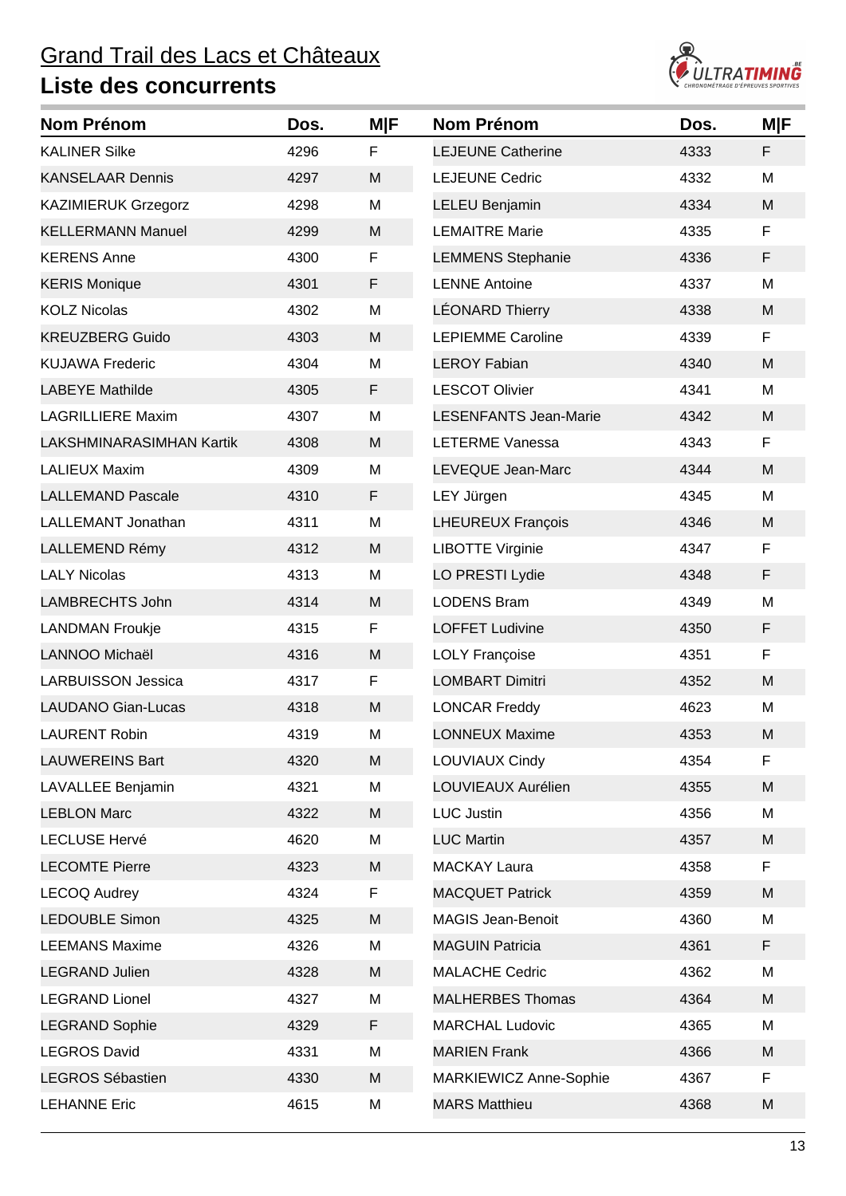# Grand Trail des Lacs et Châteaux

## Liste des concurrents

| Nom Prénom | Dos. | M\|F |
|---|---|---|
| KALINER Silke | 4296 | F |
| KANSELAAR Dennis | 4297 | M |
| KAZIMIERUK Grzegorz | 4298 | M |
| KELLERMANN Manuel | 4299 | M |
| KERENS Anne | 4300 | F |
| KERIS Monique | 4301 | F |
| KOLZ Nicolas | 4302 | M |
| KREUZBERG Guido | 4303 | M |
| KUJAWA Frederic | 4304 | M |
| LABEYE Mathilde | 4305 | F |
| LAGRILLIERE Maxim | 4307 | M |
| LAKSHMINARASIMHAN Kartik | 4308 | M |
| LALIEUX Maxim | 4309 | M |
| LALLEMAND Pascale | 4310 | F |
| LALLEMANT Jonathan | 4311 | M |
| LALLEMEND Rémy | 4312 | M |
| LALY Nicolas | 4313 | M |
| LAMBRECHTS John | 4314 | M |
| LANDMAN Froukje | 4315 | F |
| LANNOO Michaël | 4316 | M |
| LARBUISSON Jessica | 4317 | F |
| LAUDANO Gian-Lucas | 4318 | M |
| LAURENT Robin | 4319 | M |
| LAUWEREINS Bart | 4320 | M |
| LAVALLEE Benjamin | 4321 | M |
| LEBLON Marc | 4322 | M |
| LECLUSE Hervé | 4620 | M |
| LECOMTE Pierre | 4323 | M |
| LECOQ Audrey | 4324 | F |
| LEDOUBLE Simon | 4325 | M |
| LEEMANS Maxime | 4326 | M |
| LEGRAND Julien | 4328 | M |
| LEGRAND Lionel | 4327 | M |
| LEGRAND Sophie | 4329 | F |
| LEGROS David | 4331 | M |
| LEGROS Sébastien | 4330 | M |
| LEHANNE Eric | 4615 | M |
| LEJEUNE Catherine | 4333 | F |
| LEJEUNE Cedric | 4332 | M |
| LELEU Benjamin | 4334 | M |
| LEMAITRE Marie | 4335 | F |
| LEMMENS Stephanie | 4336 | F |
| LENNE Antoine | 4337 | M |
| LÉONARD Thierry | 4338 | M |
| LEPIEMME Caroline | 4339 | F |
| LEROY Fabian | 4340 | M |
| LESCOT Olivier | 4341 | M |
| LESENFANTS Jean-Marie | 4342 | M |
| LETERME Vanessa | 4343 | F |
| LEVEQUE Jean-Marc | 4344 | M |
| LEY Jürgen | 4345 | M |
| LHEUREUX François | 4346 | M |
| LIBOTTE Virginie | 4347 | F |
| LO PRESTI Lydie | 4348 | F |
| LODENS Bram | 4349 | M |
| LOFFET Ludivine | 4350 | F |
| LOLY Françoise | 4351 | F |
| LOMBART Dimitri | 4352 | M |
| LONCAR Freddy | 4623 | M |
| LONNEUX Maxime | 4353 | M |
| LOUVIAUX Cindy | 4354 | F |
| LOUVIEAUX Aurélien | 4355 | M |
| LUC Justin | 4356 | M |
| LUC Martin | 4357 | M |
| MACKAY Laura | 4358 | F |
| MACQUET Patrick | 4359 | M |
| MAGIS Jean-Benoit | 4360 | M |
| MAGUIN Patricia | 4361 | F |
| MALACHE Cedric | 4362 | M |
| MALHERBES Thomas | 4364 | M |
| MARCHAL Ludovic | 4365 | M |
| MARIEN Frank | 4366 | M |
| MARKIEWICZ Anne-Sophie | 4367 | F |
| MARS Matthieu | 4368 | M |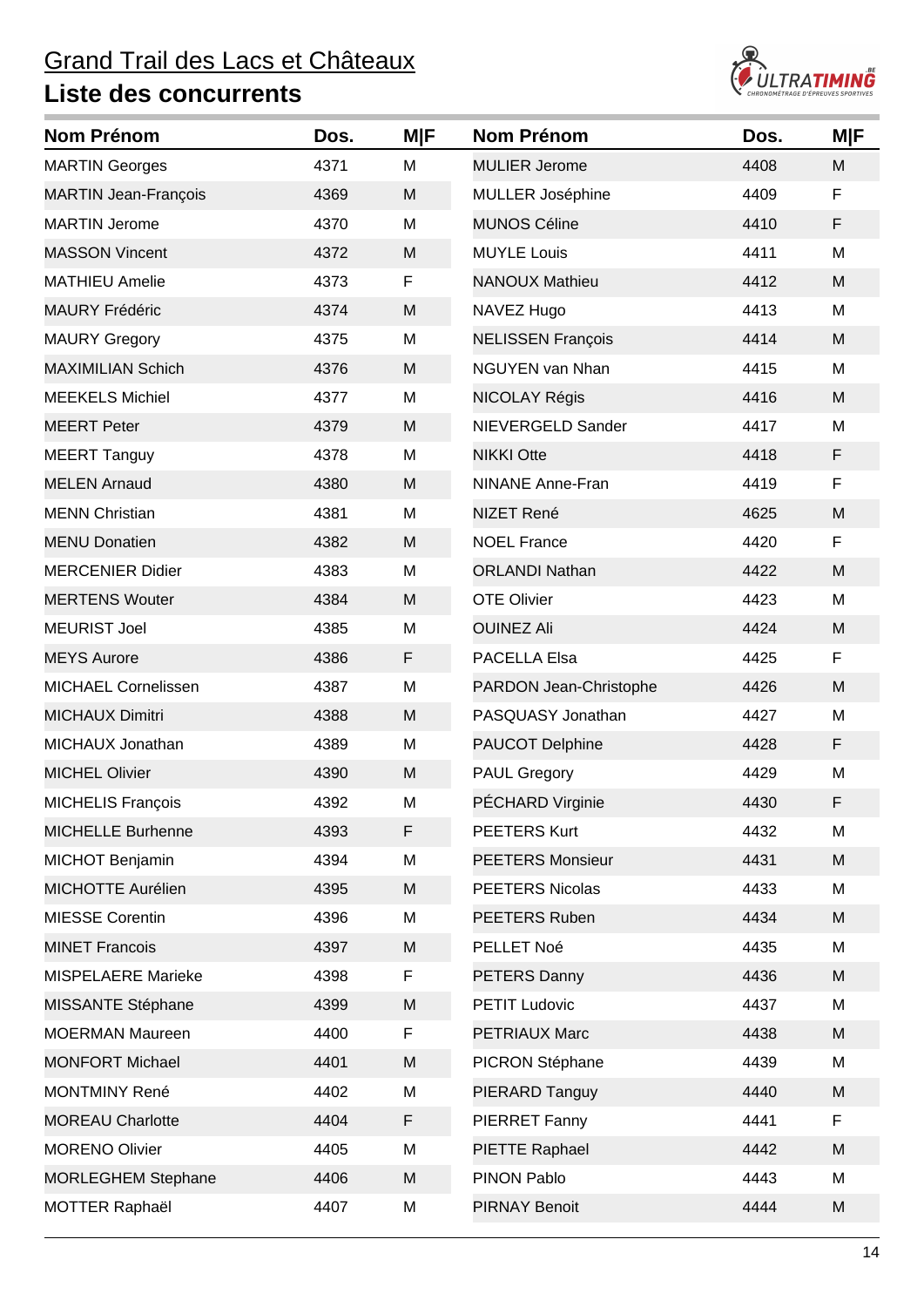# Grand Trail des Lacs et Châteaux

## Liste des concurrents

| Nom Prénom | Dos. | M\|F |
|---|---|---|
| MARTIN Georges | 4371 | M |
| MARTIN Jean-François | 4369 | M |
| MARTIN Jerome | 4370 | M |
| MASSON Vincent | 4372 | M |
| MATHIEU Amelie | 4373 | F |
| MAURY Frédéric | 4374 | M |
| MAURY Gregory | 4375 | M |
| MAXIMILIAN Schich | 4376 | M |
| MEEKELS Michiel | 4377 | M |
| MEERT Peter | 4379 | M |
| MEERT Tanguy | 4378 | M |
| MELEN Arnaud | 4380 | M |
| MENN Christian | 4381 | M |
| MENU Donatien | 4382 | M |
| MERCENIER Didier | 4383 | M |
| MERTENS Wouter | 4384 | M |
| MEURIST Joel | 4385 | M |
| MEYS Aurore | 4386 | F |
| MICHAEL Cornelissen | 4387 | M |
| MICHAUX Dimitri | 4388 | M |
| MICHAUX Jonathan | 4389 | M |
| MICHEL Olivier | 4390 | M |
| MICHELIS François | 4392 | M |
| MICHELLE Burhenne | 4393 | F |
| MICHOT Benjamin | 4394 | M |
| MICHOTTE Aurélien | 4395 | M |
| MIESSE Corentin | 4396 | M |
| MINET Francois | 4397 | M |
| MISPELAERE Marieke | 4398 | F |
| MISSANTE Stéphane | 4399 | M |
| MOERMAN Maureen | 4400 | F |
| MONFORT Michael | 4401 | M |
| MONTMINY René | 4402 | M |
| MOREAU Charlotte | 4404 | F |
| MORENO Olivier | 4405 | M |
| MORLEGHEM Stephane | 4406 | M |
| MOTTER Raphaël | 4407 | M |
| MULIER Jerome | 4408 | M |
| MULLER Joséphine | 4409 | F |
| MUNOS Céline | 4410 | F |
| MUYLE Louis | 4411 | M |
| NANOUX Mathieu | 4412 | M |
| NAVEZ Hugo | 4413 | M |
| NELISSEN François | 4414 | M |
| NGUYEN van Nhan | 4415 | M |
| NICOLAY Régis | 4416 | M |
| NIEVERGELD Sander | 4417 | M |
| NIKKI Otte | 4418 | F |
| NINANE Anne-Fran | 4419 | F |
| NIZET René | 4625 | M |
| NOEL France | 4420 | F |
| ORLANDI Nathan | 4422 | M |
| OTE Olivier | 4423 | M |
| OUINEZ Ali | 4424 | M |
| PACELLA Elsa | 4425 | F |
| PARDON Jean-Christophe | 4426 | M |
| PASQUASY Jonathan | 4427 | M |
| PAUCOT Delphine | 4428 | F |
| PAUL Gregory | 4429 | M |
| PÉCHARD Virginie | 4430 | F |
| PEETERS Kurt | 4432 | M |
| PEETERS Monsieur | 4431 | M |
| PEETERS Nicolas | 4433 | M |
| PEETERS Ruben | 4434 | M |
| PELLET Noé | 4435 | M |
| PETERS Danny | 4436 | M |
| PETIT Ludovic | 4437 | M |
| PETRIAUX Marc | 4438 | M |
| PICRON Stéphane | 4439 | M |
| PIERARD Tanguy | 4440 | M |
| PIERRET Fanny | 4441 | F |
| PIETTE Raphael | 4442 | M |
| PINON Pablo | 4443 | M |
| PIRNAY Benoit | 4444 | M |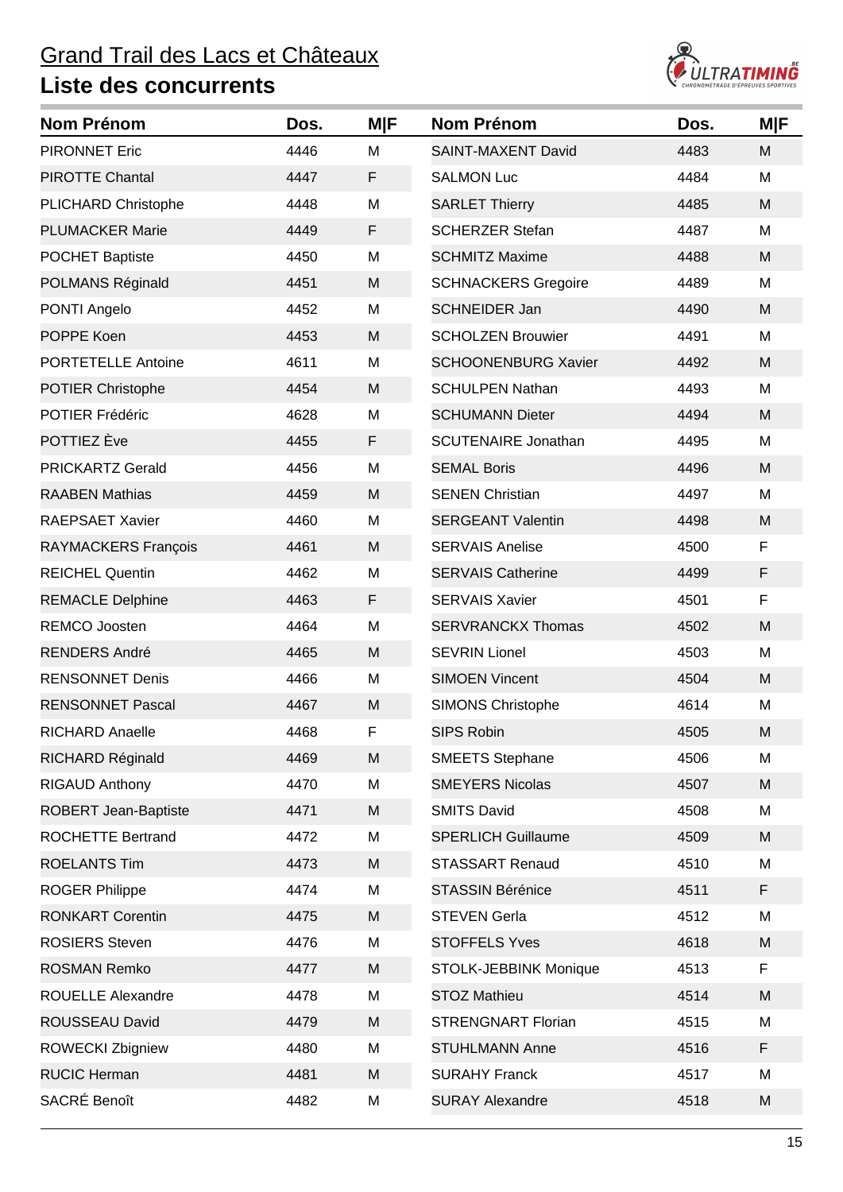# Grand Trail des Lacs et Châteaux

## Liste des concurrents

| Nom Prénom | Dos. | M\|F |
|---|---|---|
| PIRONNET Eric | 4446 | M |
| PIROTTE Chantal | 4447 | F |
| PLICHARD Christophe | 4448 | M |
| PLUMACKER Marie | 4449 | F |
| POCHET Baptiste | 4450 | M |
| POLMANS Réginald | 4451 | M |
| PONTI Angelo | 4452 | M |
| POPPE Koen | 4453 | M |
| PORTETELLE Antoine | 4611 | M |
| POTIER Christophe | 4454 | M |
| POTIER Frédéric | 4628 | M |
| POTTIEZ Ève | 4455 | F |
| PRICKARTZ Gerald | 4456 | M |
| RAABEN Mathias | 4459 | M |
| RAEPSAET Xavier | 4460 | M |
| RAYMACKERS François | 4461 | M |
| REICHEL Quentin | 4462 | M |
| REMACLE Delphine | 4463 | F |
| REMCO Joosten | 4464 | M |
| RENDERS André | 4465 | M |
| RENSONNET Denis | 4466 | M |
| RENSONNET Pascal | 4467 | M |
| RICHARD Anaelle | 4468 | F |
| RICHARD Réginald | 4469 | M |
| RIGAUD Anthony | 4470 | M |
| ROBERT Jean-Baptiste | 4471 | M |
| ROCHETTE Bertrand | 4472 | M |
| ROELANTS Tim | 4473 | M |
| ROGER Philippe | 4474 | M |
| RONKART Corentin | 4475 | M |
| ROSIERS Steven | 4476 | M |
| ROSMAN Remko | 4477 | M |
| ROUELLE Alexandre | 4478 | M |
| ROUSSEAU David | 4479 | M |
| ROWECKI Zbigniew | 4480 | M |
| RUCIC Herman | 4481 | M |
| SACRÉ Benoît | 4482 | M |
| SAINT-MAXENT David | 4483 | M |
| SALMON Luc | 4484 | M |
| SARLET Thierry | 4485 | M |
| SCHERZER Stefan | 4487 | M |
| SCHMITZ Maxime | 4488 | M |
| SCHNACKERS Gregoire | 4489 | M |
| SCHNEIDER Jan | 4490 | M |
| SCHOLZEN Brouwier | 4491 | M |
| SCHOONENBURG Xavier | 4492 | M |
| SCHULPEN Nathan | 4493 | M |
| SCHUMANN Dieter | 4494 | M |
| SCUTENAIRE Jonathan | 4495 | M |
| SEMAL Boris | 4496 | M |
| SENEN Christian | 4497 | M |
| SERGEANT Valentin | 4498 | M |
| SERVAIS Anelise | 4500 | F |
| SERVAIS Catherine | 4499 | F |
| SERVAIS Xavier | 4501 | F |
| SERVRANCKX Thomas | 4502 | M |
| SEVRIN Lionel | 4503 | M |
| SIMOEN Vincent | 4504 | M |
| SIMONS Christophe | 4614 | M |
| SIPS Robin | 4505 | M |
| SMEETS Stephane | 4506 | M |
| SMEYERS Nicolas | 4507 | M |
| SMITS David | 4508 | M |
| SPERLICH Guillaume | 4509 | M |
| STASSART Renaud | 4510 | M |
| STASSIN Bérénice | 4511 | F |
| STEVEN Gerla | 4512 | M |
| STOFFELS Yves | 4618 | M |
| STOLK-JEBBINK Monique | 4513 | F |
| STOZ Mathieu | 4514 | M |
| STRENGNART Florian | 4515 | M |
| STUHLMANN Anne | 4516 | F |
| SURAHY Franck | 4517 | M |
| SURAY Alexandre | 4518 | M |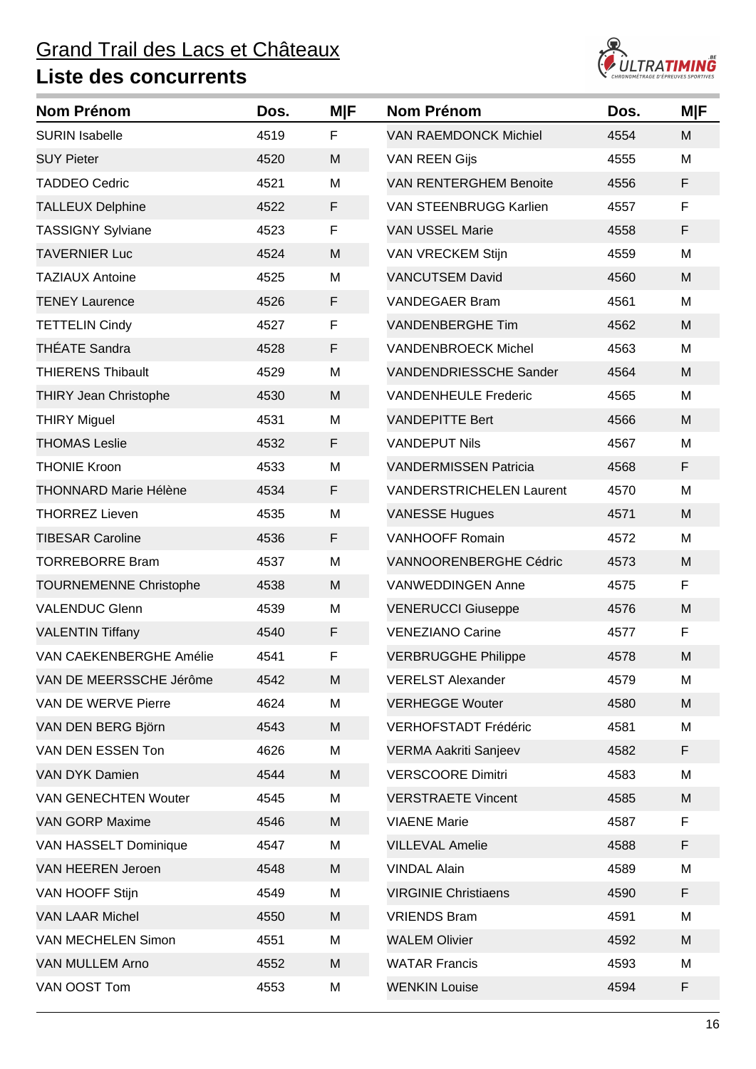# Grand Trail des Lacs et Châteaux

## Liste des concurrents

| Nom Prénom | Dos. | M\|F |
|---|---|---|
| SURIN Isabelle | 4519 | F |
| SUY Pieter | 4520 | M |
| TADDEO Cedric | 4521 | M |
| TALLEUX Delphine | 4522 | F |
| TASSIGNY Sylviane | 4523 | F |
| TAVERNIER Luc | 4524 | M |
| TAZIAUX Antoine | 4525 | M |
| TENEY Laurence | 4526 | F |
| TETTELIN Cindy | 4527 | F |
| THÉATE Sandra | 4528 | F |
| THIERENS Thibault | 4529 | M |
| THIRY Jean Christophe | 4530 | M |
| THIRY Miguel | 4531 | M |
| THOMAS Leslie | 4532 | F |
| THONIE Kroon | 4533 | M |
| THONNARD Marie Hélène | 4534 | F |
| THORREZ Lieven | 4535 | M |
| TIBESAR Caroline | 4536 | F |
| TORREBORRE Bram | 4537 | M |
| TOURNEMENNE Christophe | 4538 | M |
| VALENDUC Glenn | 4539 | M |
| VALENTIN Tiffany | 4540 | F |
| VAN CAEKENBERGHE Amélie | 4541 | F |
| VAN DE MEERSSCHE Jérôme | 4542 | M |
| VAN DE WERVE Pierre | 4624 | M |
| VAN DEN BERG Björn | 4543 | M |
| VAN DEN ESSEN Ton | 4626 | M |
| VAN DYK Damien | 4544 | M |
| VAN GENECHTEN Wouter | 4545 | M |
| VAN GORP Maxime | 4546 | M |
| VAN HASSELT Dominique | 4547 | M |
| VAN HEEREN Jeroen | 4548 | M |
| VAN HOOFF Stijn | 4549 | M |
| VAN LAAR Michel | 4550 | M |
| VAN MECHELEN Simon | 4551 | M |
| VAN MULLEM Arno | 4552 | M |
| VAN OOST Tom | 4553 | M |
| VAN RAEMDONCK Michiel | 4554 | M |
| VAN REEN Gijs | 4555 | M |
| VAN RENTERGHEM Benoite | 4556 | F |
| VAN STEENBRUGG Karlien | 4557 | F |
| VAN USSEL Marie | 4558 | F |
| VAN VRECKEM Stijn | 4559 | M |
| VANCUTSEM David | 4560 | M |
| VANDEGAER Bram | 4561 | M |
| VANDENBERGHE Tim | 4562 | M |
| VANDENBROECK Michel | 4563 | M |
| VANDENDRIESSCHE Sander | 4564 | M |
| VANDENHEULE Frederic | 4565 | M |
| VANDEPITTE Bert | 4566 | M |
| VANDEPUT Nils | 4567 | M |
| VANDERMISSEN Patricia | 4568 | F |
| VANDERSTRICHELEN Laurent | 4570 | M |
| VANESSE Hugues | 4571 | M |
| VANHOOFF Romain | 4572 | M |
| VANNOORENBERGHE Cédric | 4573 | M |
| VANWEDDINGEN Anne | 4575 | F |
| VENERUCCI Giuseppe | 4576 | M |
| VENEZIANO Carine | 4577 | F |
| VERBRUGGHE Philippe | 4578 | M |
| VERELST Alexander | 4579 | M |
| VERHEGGE Wouter | 4580 | M |
| VERHOFSTADT Frédéric | 4581 | M |
| VERMA Aakriti Sanjeev | 4582 | F |
| VERSCOORE Dimitri | 4583 | M |
| VERSTRAETE Vincent | 4585 | M |
| VIAENE Marie | 4587 | F |
| VILLEVAL Amelie | 4588 | F |
| VINDAL Alain | 4589 | M |
| VIRGINIE Christiaens | 4590 | F |
| VRIENDS Bram | 4591 | M |
| WALEM Olivier | 4592 | M |
| WATAR Francis | 4593 | M |
| WENKIN Louise | 4594 | F |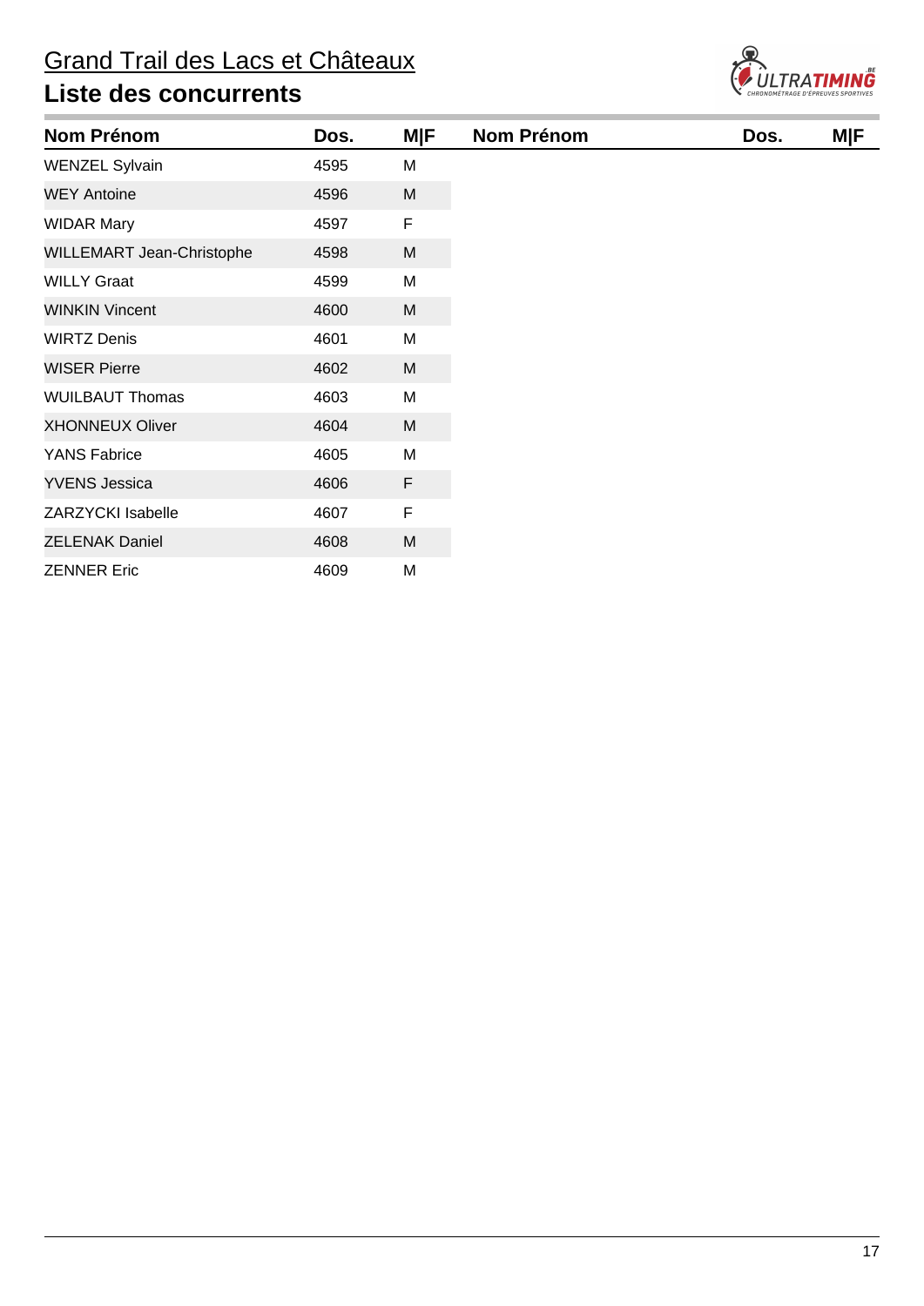# Grand Trail des Lacs et Châteaux

## Liste des concurrents

| Nom Prénom | Dos. | M\|F |
|---|---|---|
| WENZEL Sylvain | 4595 | M |
| WEY Antoine | 4596 | M |
| WIDAR Mary | 4597 | F |
| WILLEMART Jean-Christophe | 4598 | M |
| WILLY Graat | 4599 | M |
| WINKIN Vincent | 4600 | M |
| WIRTZ Denis | 4601 | M |
| WISER Pierre | 4602 | M |
| WUILBAUT Thomas | 4603 | M |
| XHONNEUX Oliver | 4604 | M |
| YANS Fabrice | 4605 | M |
| YVENS Jessica | 4606 | F |
| ZARZYCKI Isabelle | 4607 | F |
| ZELENAK Daniel | 4608 | M |
| ZENNER Eric | 4609 | M |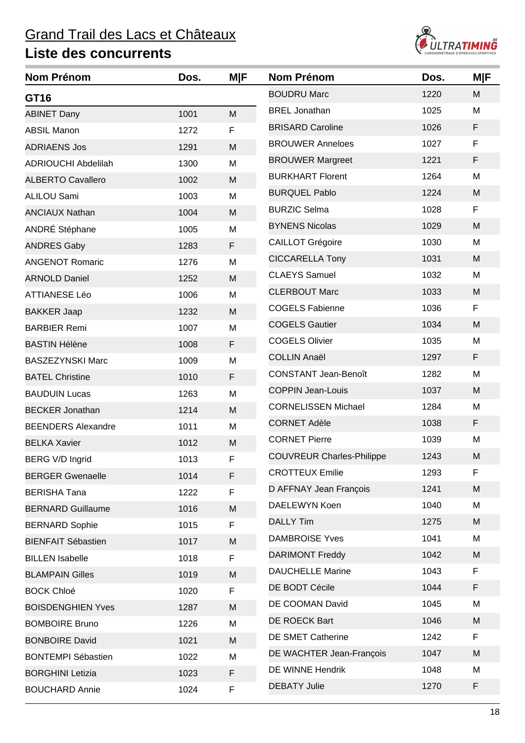# Grand Trail des Lacs et Châteaux

## Liste des concurrents

| Nom Prénom | Dos. | M\|F |
|---|---|---|
| **GT16** | | |
| ABINET Dany | 1001 | M |
| ABSIL Manon | 1272 | F |
| ADRIAENS Jos | 1291 | M |
| ADRIOUCHI Abdelilah | 1300 | M |
| ALBERTO Cavallero | 1002 | M |
| ALILOU Sami | 1003 | M |
| ANCIAUX Nathan | 1004 | M |
| ANDRÉ Stéphane | 1005 | M |
| ANDRES Gaby | 1283 | F |
| ANGENOT Romaric | 1276 | M |
| ARNOLD Daniel | 1252 | M |
| ATTIANESE Léo | 1006 | M |
| BAKKER Jaap | 1232 | M |
| BARBIER Remi | 1007 | M |
| BASTIN Hélène | 1008 | F |
| BASZEZYNSKI Marc | 1009 | M |
| BATEL Christine | 1010 | F |
| BAUDUIN Lucas | 1263 | M |
| BECKER Jonathan | 1214 | M |
| BEENDERS Alexandre | 1011 | M |
| BELKA Xavier | 1012 | M |
| BERG V/D Ingrid | 1013 | F |
| BERGER Gwenaelle | 1014 | F |
| BERISHA Tana | 1222 | F |
| BERNARD Guillaume | 1016 | M |
| BERNARD Sophie | 1015 | F |
| BIENFAIT Sébastien | 1017 | M |
| BILLEN Isabelle | 1018 | F |
| BLAMPAIN Gilles | 1019 | M |
| BOCK Chloé | 1020 | F |
| BOISDENGHIEN Yves | 1287 | M |
| BOMBOIRE Bruno | 1226 | M |
| BONBOIRE David | 1021 | M |
| BONTEMPI Sébastien | 1022 | M |
| BORGHINI Letizia | 1023 | F |
| BOUCHARD Annie | 1024 | F |
| BOUDRU Marc | 1220 | M |
| BREL Jonathan | 1025 | M |
| BRISARD Caroline | 1026 | F |
| BROUWER Anneloes | 1027 | F |
| BROUWER Margreet | 1221 | F |
| BURKHART Florent | 1264 | M |
| BURQUEL Pablo | 1224 | M |
| BURZIC Selma | 1028 | F |
| BYNENS Nicolas | 1029 | M |
| CAILLOT Grégoire | 1030 | M |
| CICCARELLA Tony | 1031 | M |
| CLAEYS Samuel | 1032 | M |
| CLERBOUT Marc | 1033 | M |
| COGELS Fabienne | 1036 | F |
| COGELS Gautier | 1034 | M |
| COGELS Olivier | 1035 | M |
| COLLIN Anaël | 1297 | F |
| CONSTANT Jean-Benoît | 1282 | M |
| COPPIN Jean-Louis | 1037 | M |
| CORNELISSEN Michael | 1284 | M |
| CORNET Adèle | 1038 | F |
| CORNET Pierre | 1039 | M |
| COUVREUR Charles-Philippe | 1243 | M |
| CROTTEUX Emilie | 1293 | F |
| D AFFNAY Jean François | 1241 | M |
| DAELEWYN Koen | 1040 | M |
| DALLY Tim | 1275 | M |
| DAMBROISE Yves | 1041 | M |
| DARIMONT Freddy | 1042 | M |
| DAUCHELLE Marine | 1043 | F |
| DE BODT Cécile | 1044 | F |
| DE COOMAN David | 1045 | M |
| DE ROECK Bart | 1046 | M |
| DE SMET Catherine | 1242 | F |
| DE WACHTER Jean-François | 1047 | M |
| DE WINNE Hendrik | 1048 | M |
| DEBATY Julie | 1270 | F |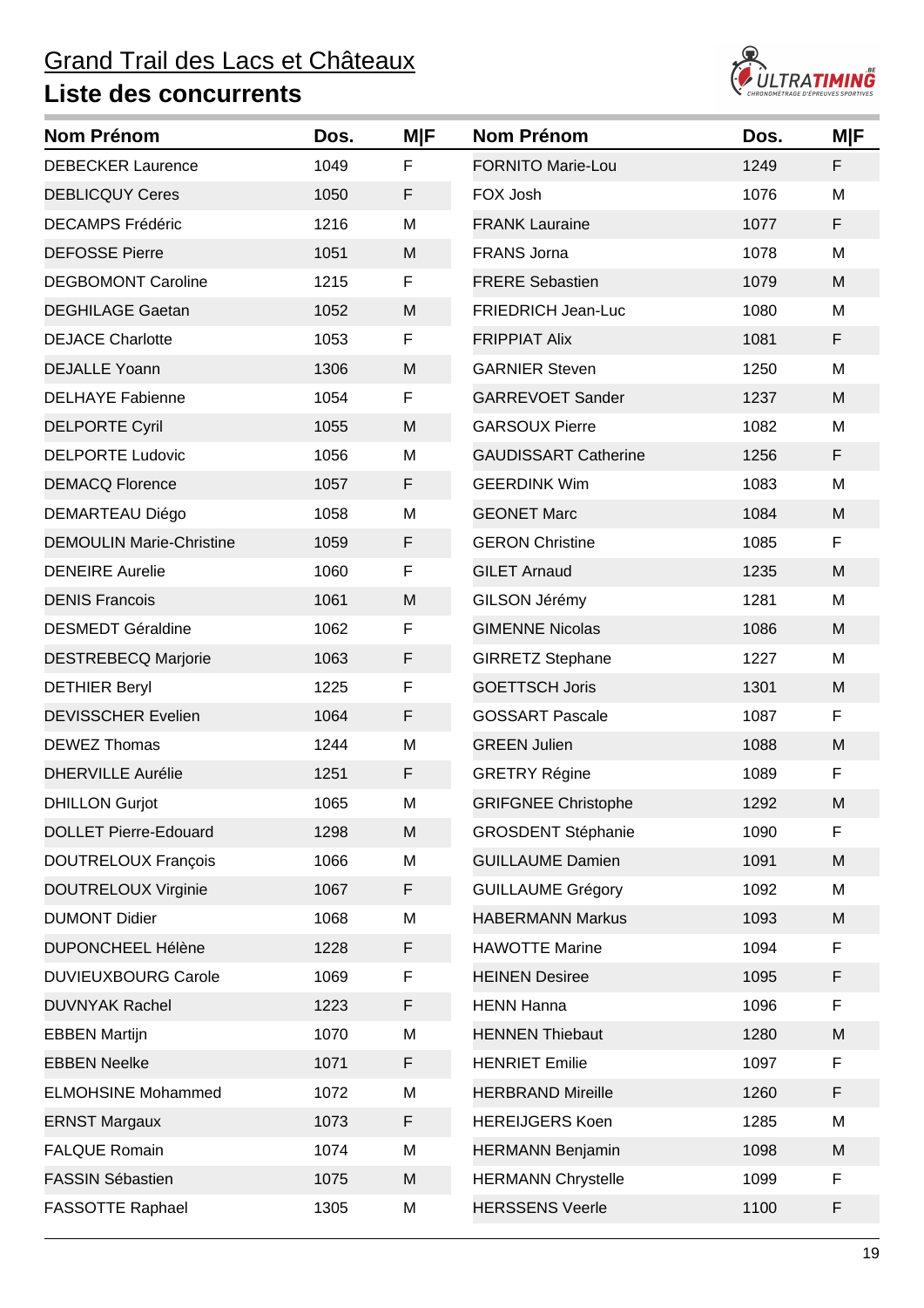# Grand Trail des Lacs et Châteaux

## Liste des concurrents

| Nom Prénom | Dos. | M\|F |
|---|---|---|
| DEBECKER Laurence | 1049 | F |
| DEBLICQUY Ceres | 1050 | F |
| DECAMPS Frédéric | 1216 | M |
| DEFOSSE Pierre | 1051 | M |
| DEGBOMONT Caroline | 1215 | F |
| DEGHILAGE Gaetan | 1052 | M |
| DEJACE Charlotte | 1053 | F |
| DEJALLE Yoann | 1306 | M |
| DELHAYE Fabienne | 1054 | F |
| DELPORTE Cyril | 1055 | M |
| DELPORTE Ludovic | 1056 | M |
| DEMACQ Florence | 1057 | F |
| DEMARTEAU Diégo | 1058 | M |
| DEMOULIN Marie-Christine | 1059 | F |
| DENEIRE Aurelie | 1060 | F |
| DENIS Francois | 1061 | M |
| DESMEDT Géraldine | 1062 | F |
| DESTREBECQ Marjorie | 1063 | F |
| DETHIER Beryl | 1225 | F |
| DEVISSCHER Evelien | 1064 | F |
| DEWEZ Thomas | 1244 | M |
| DHERVILLE Aurélie | 1251 | F |
| DHILLON Gurjot | 1065 | M |
| DOLLET Pierre-Edouard | 1298 | M |
| DOUTRELOUX François | 1066 | M |
| DOUTRELOUX Virginie | 1067 | F |
| DUMONT Didier | 1068 | M |
| DUPONCHEEL Hélène | 1228 | F |
| DUVIEUXBOURG Carole | 1069 | F |
| DUVNYAK Rachel | 1223 | F |
| EBBEN Martijn | 1070 | M |
| EBBEN Neelke | 1071 | F |
| ELMOHSINE Mohammed | 1072 | M |
| ERNST Margaux | 1073 | F |
| FALQUE Romain | 1074 | M |
| FASSIN Sébastien | 1075 | M |
| FASSOTTE Raphael | 1305 | M |
| FORNITO Marie-Lou | 1249 | F |
| FOX Josh | 1076 | M |
| FRANK Lauraine | 1077 | F |
| FRANS Jorna | 1078 | M |
| FRERE Sebastien | 1079 | M |
| FRIEDRICH Jean-Luc | 1080 | M |
| FRIPPIAT Alix | 1081 | F |
| GARNIER Steven | 1250 | M |
| GARREVOET Sander | 1237 | M |
| GARSOUX Pierre | 1082 | M |
| GAUDISSART Catherine | 1256 | F |
| GEERDINK Wim | 1083 | M |
| GEONET Marc | 1084 | M |
| GERON Christine | 1085 | F |
| GILET Arnaud | 1235 | M |
| GILSON Jérémy | 1281 | M |
| GIMENNE Nicolas | 1086 | M |
| GIRRETZ Stephane | 1227 | M |
| GOETTSCH Joris | 1301 | M |
| GOSSART Pascale | 1087 | F |
| GREEN Julien | 1088 | M |
| GRETRY Régine | 1089 | F |
| GRIFGNEE Christophe | 1292 | M |
| GROSDENT Stéphanie | 1090 | F |
| GUILLAUME Damien | 1091 | M |
| GUILLAUME Grégory | 1092 | M |
| HABERMANN Markus | 1093 | M |
| HAWOTTE Marine | 1094 | F |
| HEINEN Desiree | 1095 | F |
| HENN Hanna | 1096 | F |
| HENNEN Thiebaut | 1280 | M |
| HENRIET Emilie | 1097 | F |
| HERBRAND Mireille | 1260 | F |
| HEREIJGERS Koen | 1285 | M |
| HERMANN Benjamin | 1098 | M |
| HERMANN Chrystelle | 1099 | F |
| HERSSENS Veerle | 1100 | F |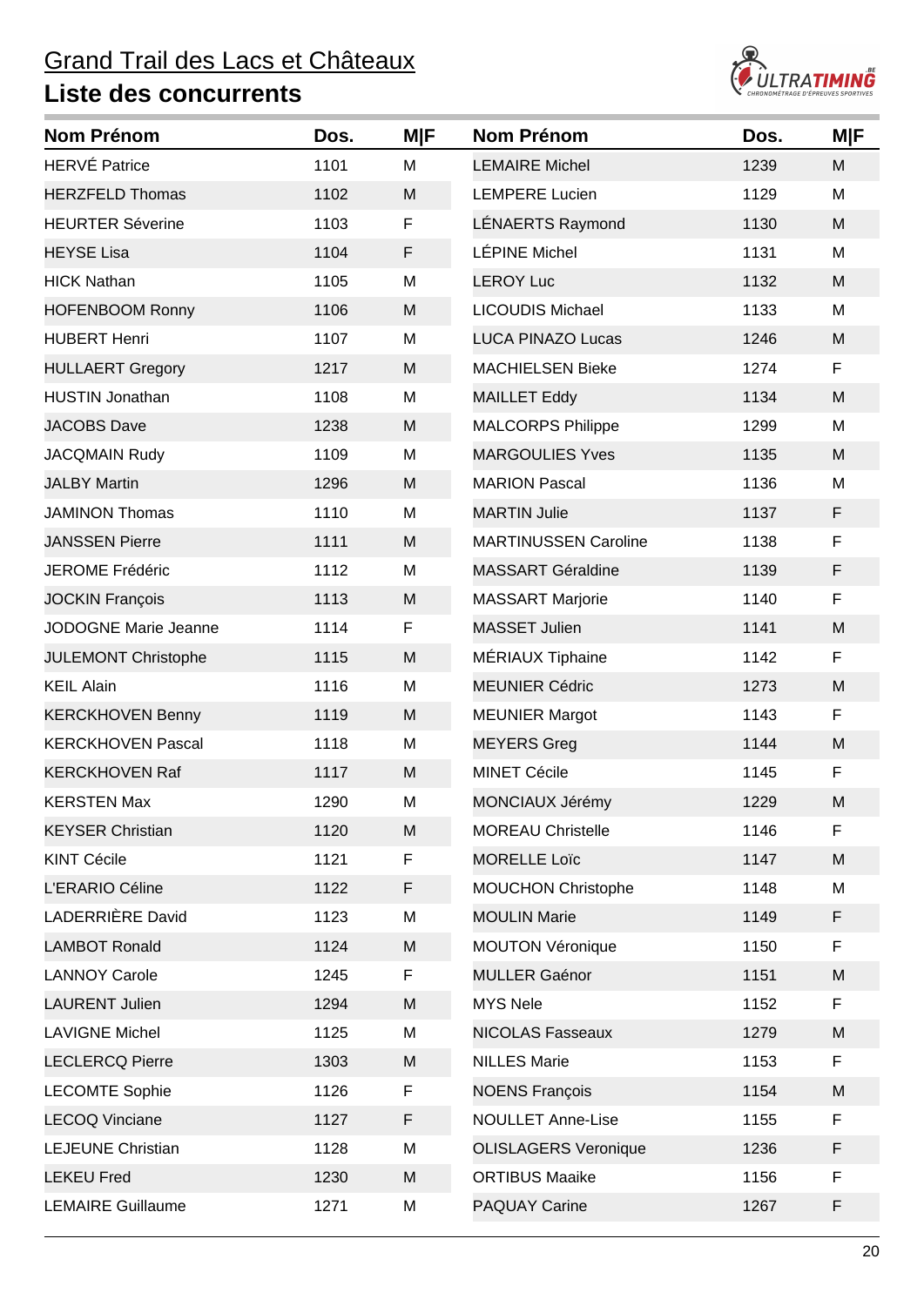Grand Trail des Lacs et Châteaux

## Liste des concurrents

| Nom Prénom | Dos. | M\|F |
|---|---|---|
| HERVÉ Patrice | 1101 | M |
| HERZFELD Thomas | 1102 | M |
| HEURTER Séverine | 1103 | F |
| HEYSE Lisa | 1104 | F |
| HICK Nathan | 1105 | M |
| HOFENBOOM Ronny | 1106 | M |
| HUBERT Henri | 1107 | M |
| HULLAERT Gregory | 1217 | M |
| HUSTIN Jonathan | 1108 | M |
| JACOBS Dave | 1238 | M |
| JACQMAIN Rudy | 1109 | M |
| JALBY Martin | 1296 | M |
| JAMINON Thomas | 1110 | M |
| JANSSEN Pierre | 1111 | M |
| JEROME Frédéric | 1112 | M |
| JOCKIN François | 1113 | M |
| JODOGNE Marie Jeanne | 1114 | F |
| JULEMONT Christophe | 1115 | M |
| KEIL Alain | 1116 | M |
| KERCKHOVEN Benny | 1119 | M |
| KERCKHOVEN Pascal | 1118 | M |
| KERCKHOVEN Raf | 1117 | M |
| KERSTEN Max | 1290 | M |
| KEYSER Christian | 1120 | M |
| KINT Cécile | 1121 | F |
| L'ERARIO Céline | 1122 | F |
| LADERRIÈRE David | 1123 | M |
| LAMBOT Ronald | 1124 | M |
| LANNOY Carole | 1245 | F |
| LAURENT Julien | 1294 | M |
| LAVIGNE Michel | 1125 | M |
| LECLERCQ Pierre | 1303 | M |
| LECOMTE Sophie | 1126 | F |
| LECOQ Vinciane | 1127 | F |
| LEJEUNE Christian | 1128 | M |
| LEKEU Fred | 1230 | M |
| LEMAIRE Guillaume | 1271 | M |
| LEMAIRE Michel | 1239 | M |
| LEMPERE Lucien | 1129 | M |
| LÉNAERTS Raymond | 1130 | M |
| LÉPINE Michel | 1131 | M |
| LEROY Luc | 1132 | M |
| LICOUDIS Michael | 1133 | M |
| LUCA PINAZO Lucas | 1246 | M |
| MACHIELSEN Bieke | 1274 | F |
| MAILLET Eddy | 1134 | M |
| MALCORPS Philippe | 1299 | M |
| MARGOULIES Yves | 1135 | M |
| MARION Pascal | 1136 | M |
| MARTIN Julie | 1137 | F |
| MARTINUSSEN Caroline | 1138 | F |
| MASSART Géraldine | 1139 | F |
| MASSART Marjorie | 1140 | F |
| MASSET Julien | 1141 | M |
| MÉRIAUX Tiphaine | 1142 | F |
| MEUNIER Cédric | 1273 | M |
| MEUNIER Margot | 1143 | F |
| MEYERS Greg | 1144 | M |
| MINET Cécile | 1145 | F |
| MONCIAUX Jérémy | 1229 | M |
| MOREAU Christelle | 1146 | F |
| MORELLE Loïc | 1147 | M |
| MOUCHON Christophe | 1148 | M |
| MOULIN Marie | 1149 | F |
| MOUTON Véronique | 1150 | F |
| MULLER Gaénor | 1151 | M |
| MYS Nele | 1152 | F |
| NICOLAS Fasseaux | 1279 | M |
| NILLES Marie | 1153 | F |
| NOENS François | 1154 | M |
| NOULLET Anne-Lise | 1155 | F |
| OLISLAGERS Veronique | 1236 | F |
| ORTIBUS Maaike | 1156 | F |
| PAQUAY Carine | 1267 | F |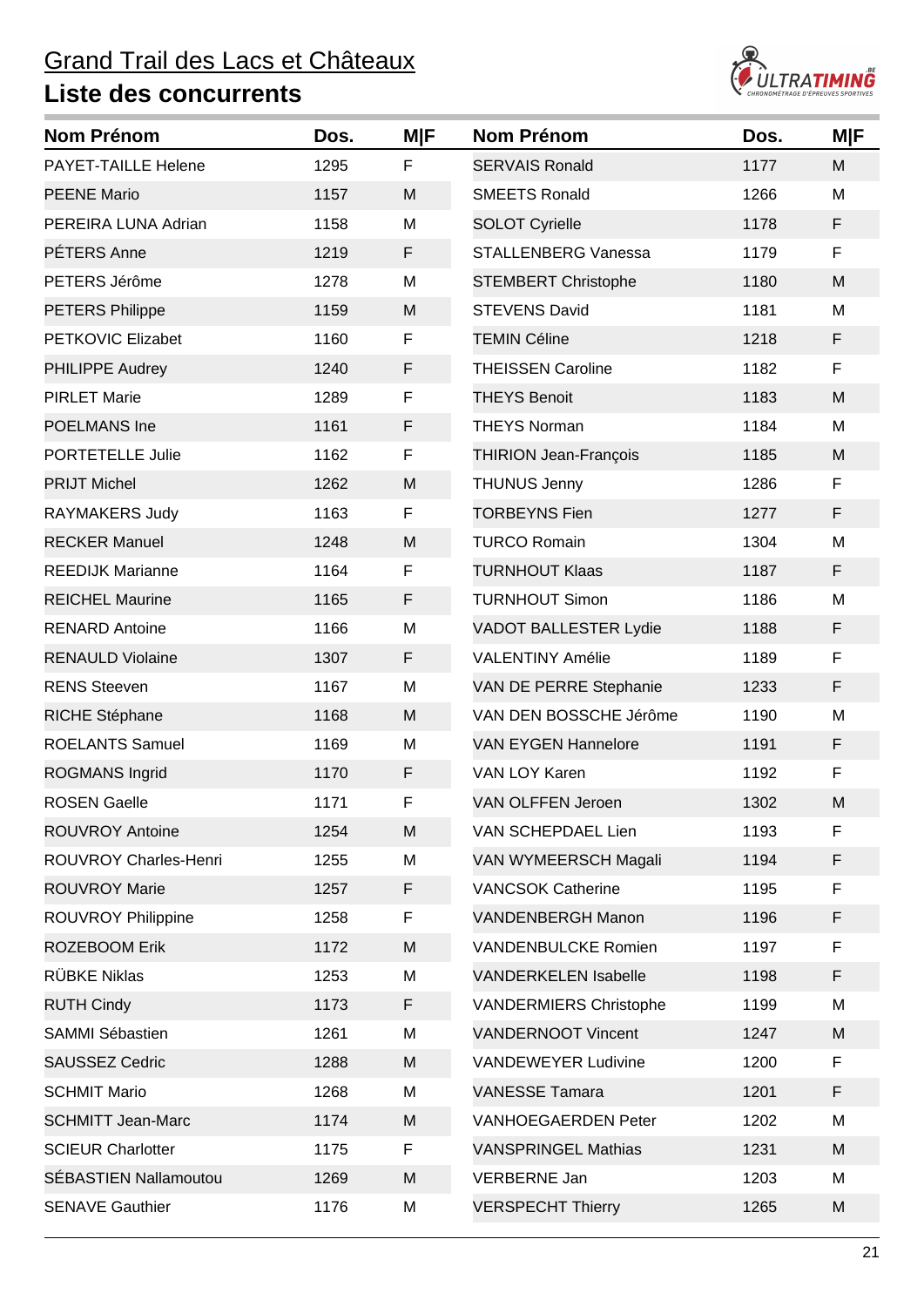# Grand Trail des Lacs et Châteaux

## Liste des concurrents

| Nom Prénom | Dos. | M\|F |
|---|---|---|
| PAYET-TAILLE Helene | 1295 | F |
| PEENE Mario | 1157 | M |
| PEREIRA LUNA Adrian | 1158 | M |
| PÉTERS Anne | 1219 | F |
| PETERS Jérôme | 1278 | M |
| PETERS Philippe | 1159 | M |
| PETKOVIC Elizabet | 1160 | F |
| PHILIPPE Audrey | 1240 | F |
| PIRLET Marie | 1289 | F |
| POELMANS Ine | 1161 | F |
| PORTETELLE Julie | 1162 | F |
| PRIJT Michel | 1262 | M |
| RAYMAKERS Judy | 1163 | F |
| RECKER Manuel | 1248 | M |
| REEDIJK Marianne | 1164 | F |
| REICHEL Maurine | 1165 | F |
| RENARD Antoine | 1166 | M |
| RENAULD Violaine | 1307 | F |
| RENS Steeven | 1167 | M |
| RICHE Stéphane | 1168 | M |
| ROELANTS Samuel | 1169 | M |
| ROGMANS Ingrid | 1170 | F |
| ROSEN Gaelle | 1171 | F |
| ROUVROY Antoine | 1254 | M |
| ROUVROY Charles-Henri | 1255 | M |
| ROUVROY Marie | 1257 | F |
| ROUVROY Philippine | 1258 | F |
| ROZEBOOM Erik | 1172 | M |
| RÜBKE Niklas | 1253 | M |
| RUTH Cindy | 1173 | F |
| SAMMI Sébastien | 1261 | M |
| SAUSSEZ Cedric | 1288 | M |
| SCHMIT Mario | 1268 | M |
| SCHMITT Jean-Marc | 1174 | M |
| SCIEUR Charlotter | 1175 | F |
| SÉBASTIEN Nallamoutou | 1269 | M |
| SENAVE Gauthier | 1176 | M |
| SERVAIS Ronald | 1177 | M |
| SMEETS Ronald | 1266 | M |
| SOLOT Cyrielle | 1178 | F |
| STALLENBERG Vanessa | 1179 | F |
| STEMBERT Christophe | 1180 | M |
| STEVENS David | 1181 | M |
| TEMIN Céline | 1218 | F |
| THEISSEN Caroline | 1182 | F |
| THEYS Benoit | 1183 | M |
| THEYS Norman | 1184 | M |
| THIRION Jean-François | 1185 | M |
| THUNUS Jenny | 1286 | F |
| TORBEYNS Fien | 1277 | F |
| TURCO Romain | 1304 | M |
| TURNHOUT Klaas | 1187 | F |
| TURNHOUT Simon | 1186 | M |
| VADOT BALLESTER Lydie | 1188 | F |
| VALENTINY Amélie | 1189 | F |
| VAN DE PERRE Stephanie | 1233 | F |
| VAN DEN BOSSCHE Jérôme | 1190 | M |
| VAN EYGEN Hannelore | 1191 | F |
| VAN LOY Karen | 1192 | F |
| VAN OLFFEN Jeroen | 1302 | M |
| VAN SCHEPDAEL Lien | 1193 | F |
| VAN WYMEERSCH Magali | 1194 | F |
| VANCSOK Catherine | 1195 | F |
| VANDENBERGH Manon | 1196 | F |
| VANDENBULCKE Romien | 1197 | F |
| VANDERKELEN Isabelle | 1198 | F |
| VANDERMIERS Christophe | 1199 | M |
| VANDERNOOT Vincent | 1247 | M |
| VANDEWEYER Ludivine | 1200 | F |
| VANESSE Tamara | 1201 | F |
| VANHOEGAERDEN Peter | 1202 | M |
| VANSPRINGEL Mathias | 1231 | M |
| VERBERNE Jan | 1203 | M |
| VERSPECHT Thierry | 1265 | M |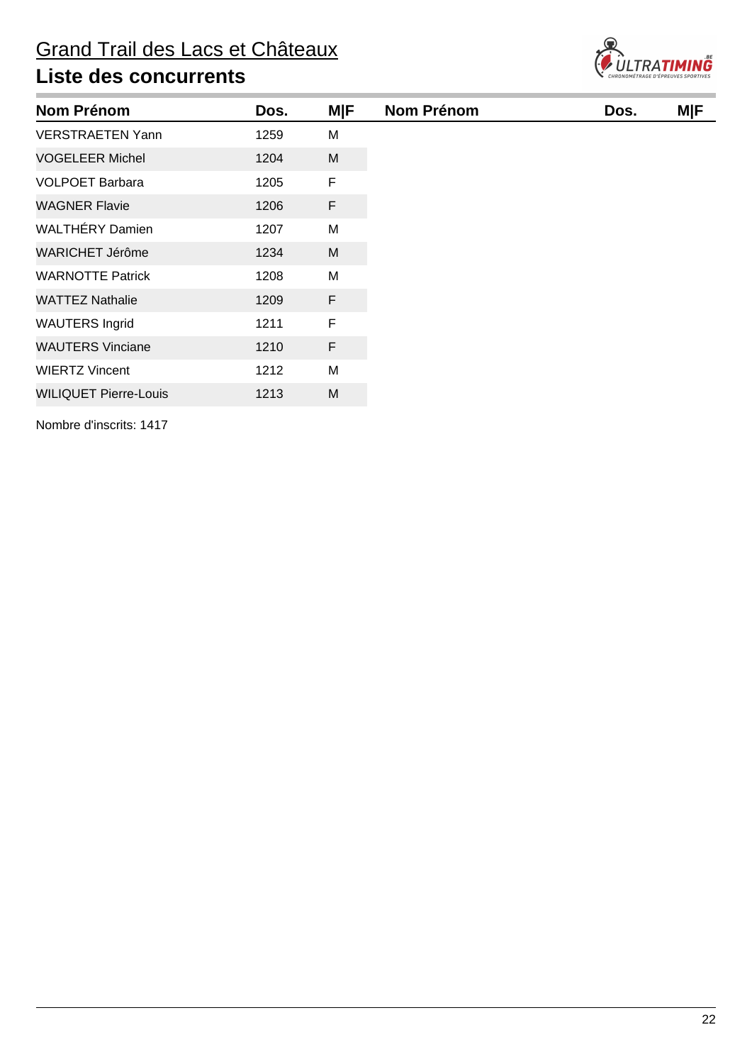# Grand Trail des Lacs et Châteaux

## Liste des concurrents

| Nom Prénom | Dos. | M\|F | Nom Prénom | Dos. | M\|F |
|---|---|---|---|---|---|
| VERSTRAETEN Yann | 1259 | M | | | |
| VOGELEER Michel | 1204 | M | | | |
| VOLPOET Barbara | 1205 | F | | | |
| WAGNER Flavie | 1206 | F | | | |
| WALTHÉRY Damien | 1207 | M | | | |
| WARICHET Jérôme | 1234 | M | | | |
| WARNOTTE Patrick | 1208 | M | | | |
| WATTEZ Nathalie | 1209 | F | | | |
| WAUTERS Ingrid | 1211 | F | | | |
| WAUTERS Vinciane | 1210 | F | | | |
| WIERTZ Vincent | 1212 | M | | | |
| WILIQUET Pierre-Louis | 1213 | M | | | |

Nombre d'inscrits: 1417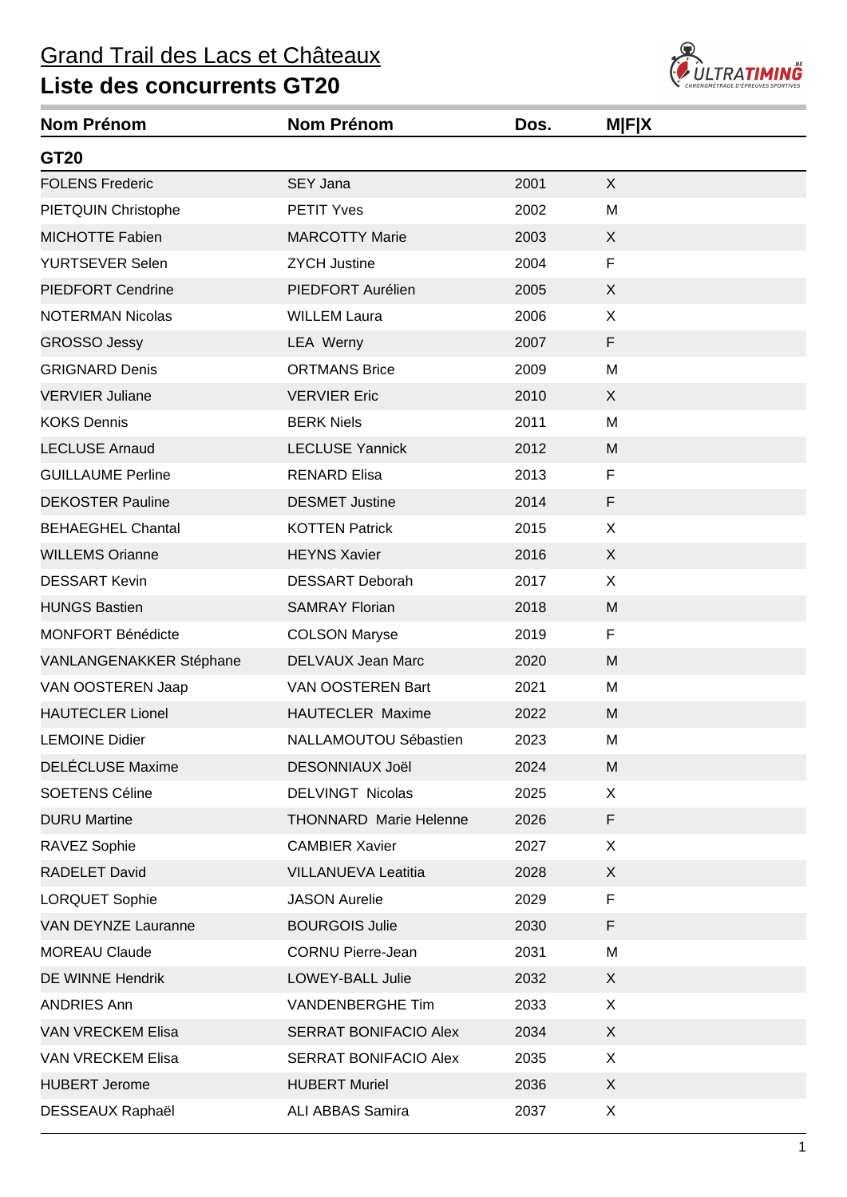# Grand Trail des Lacs et Châteaux

## Liste des concurrents GT20

| Nom Prénom | Nom Prénom | Dos. | M\|F\|X |
|---|---|---|---|
| **GT20** | | | |
| FOLENS Frederic | SEY Jana | 2001 | X |
| PIETQUIN Christophe | PETIT Yves | 2002 | M |
| MICHOTTE Fabien | MARCOTTY Marie | 2003 | X |
| YURTSEVER Selen | ZYCH Justine | 2004 | F |
| PIEDFORT Cendrine | PIEDFORT Aurélien | 2005 | X |
| NOTERMAN Nicolas | WILLEM Laura | 2006 | X |
| GROSSO Jessy | LEA Werny | 2007 | F |
| GRIGNARD Denis | ORTMANS Brice | 2009 | M |
| VERVIER Juliane | VERVIER Eric | 2010 | X |
| KOKS Dennis | BERK Niels | 2011 | M |
| LECLUSE Arnaud | LECLUSE Yannick | 2012 | M |
| GUILLAUME Perline | RENARD Elisa | 2013 | F |
| DEKOSTER Pauline | DESMET Justine | 2014 | F |
| BEHAEGHEL Chantal | KOTTEN Patrick | 2015 | X |
| WILLEMS Orianne | HEYNS Xavier | 2016 | X |
| DESSART Kevin | DESSART Deborah | 2017 | X |
| HUNGS Bastien | SAMRAY Florian | 2018 | M |
| MONFORT Bénédicte | COLSON Maryse | 2019 | F |
| VANLANGENAKKER Stéphane | DELVAUX Jean Marc | 2020 | M |
| VAN OOSTEREN Jaap | VAN OOSTEREN Bart | 2021 | M |
| HAUTECLER Lionel | HAUTECLER Maxime | 2022 | M |
| LEMOINE Didier | NALLAMOUTOU Sébastien | 2023 | M |
| DELÉCLUSE Maxime | DESONNIAUX Joël | 2024 | M |
| SOETENS Céline | DELVINGT Nicolas | 2025 | X |
| DURU Martine | THONNARD Marie Helenne | 2026 | F |
| RAVEZ Sophie | CAMBIER Xavier | 2027 | X |
| RADELET David | VILLANUEVA Leatitia | 2028 | X |
| LORQUET Sophie | JASON Aurelie | 2029 | F |
| VAN DEYNZE Lauranne | BOURGOIS Julie | 2030 | F |
| MOREAU Claude | CORNU Pierre-Jean | 2031 | M |
| DE WINNE Hendrik | LOWEY-BALL Julie | 2032 | X |
| ANDRIES Ann | VANDENBERGHE Tim | 2033 | X |
| VAN VRECKEM Elisa | SERRAT BONIFACIO Alex | 2034 | X |
| VAN VRECKEM Elisa | SERRAT BONIFACIO Alex | 2035 | X |
| HUBERT Jerome | HUBERT Muriel | 2036 | X |
| DESSEAUX Raphaël | ALI ABBAS Samira | 2037 | X |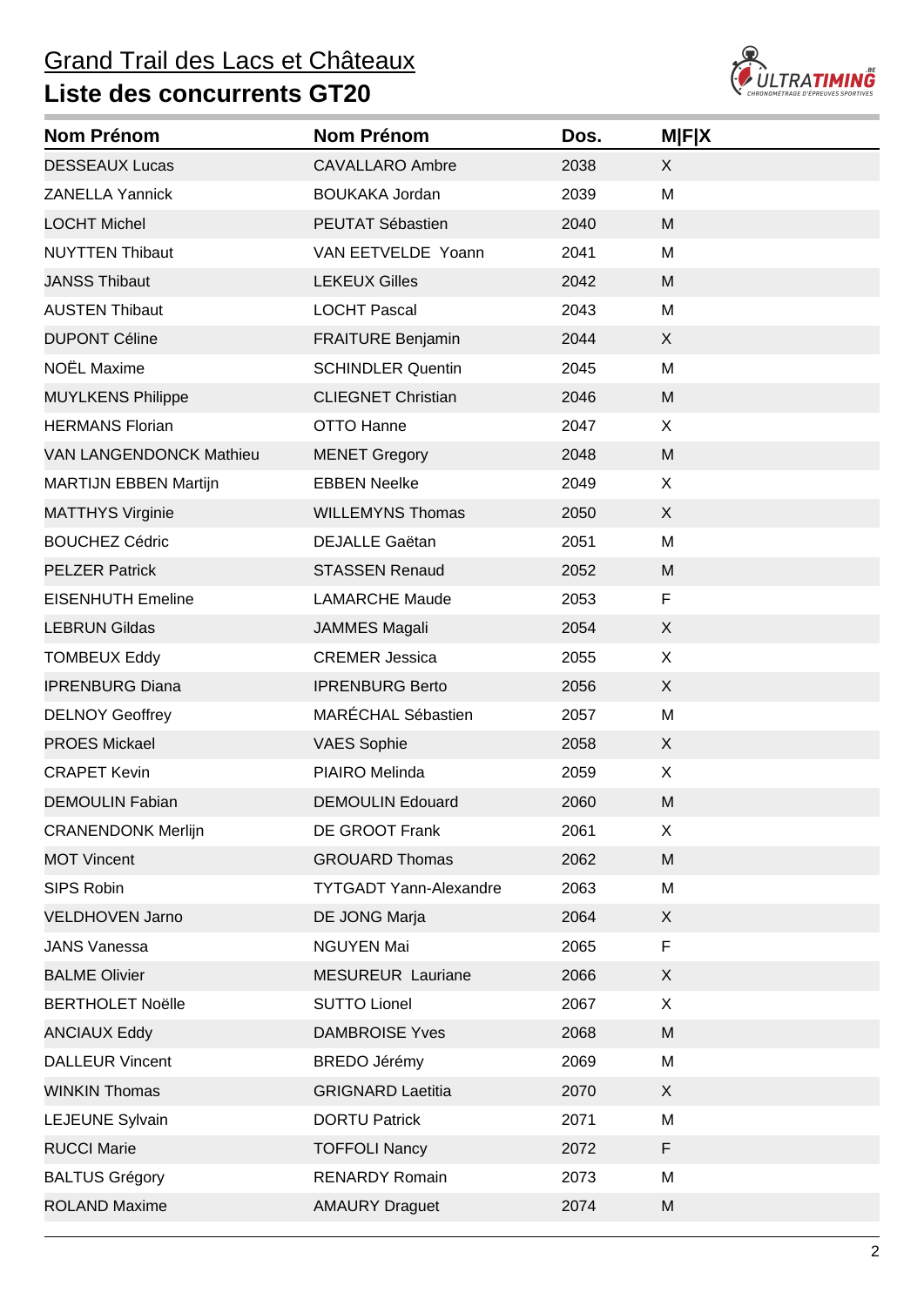# Grand Trail des Lacs et Châteaux

## Liste des concurrents GT20

| Nom Prénom | Nom Prénom | Dos. | M\|F\|X |
|---|---|---|---|
| DESSEAUX Lucas | CAVALLARO Ambre | 2038 | X |
| ZANELLA Yannick | BOUKAKA Jordan | 2039 | M |
| LOCHT Michel | PEUTAT Sébastien | 2040 | M |
| NUYTTEN Thibaut | VAN EETVELDE Yoann | 2041 | M |
| JANSS Thibaut | LEKEUX Gilles | 2042 | M |
| AUSTEN Thibaut | LOCHT Pascal | 2043 | M |
| DUPONT Céline | FRAITURE Benjamin | 2044 | X |
| NOËL Maxime | SCHINDLER Quentin | 2045 | M |
| MUYLKENS Philippe | CLIEGNET Christian | 2046 | M |
| HERMANS Florian | OTTO Hanne | 2047 | X |
| VAN LANGENDONCK Mathieu | MENET Gregory | 2048 | M |
| MARTIJN EBBEN Martijn | EBBEN Neelke | 2049 | X |
| MATTHYS Virginie | WILLEMYNS Thomas | 2050 | X |
| BOUCHEZ Cédric | DEJALLE Gaëtan | 2051 | M |
| PELZER Patrick | STASSEN Renaud | 2052 | M |
| EISENHUTH Emeline | LAMARCHE Maude | 2053 | F |
| LEBRUN Gildas | JAMMES Magali | 2054 | X |
| TOMBEUX Eddy | CREMER Jessica | 2055 | X |
| IPRENBURG Diana | IPRENBURG Berto | 2056 | X |
| DELNOY Geoffrey | MARÉCHAL Sébastien | 2057 | M |
| PROES Mickael | VAES Sophie | 2058 | X |
| CRAPET Kevin | PIAIRO Melinda | 2059 | X |
| DEMOULIN Fabian | DEMOULIN Edouard | 2060 | M |
| CRANENDONK Merlijn | DE GROOT Frank | 2061 | X |
| MOT Vincent | GROUARD Thomas | 2062 | M |
| SIPS Robin | TYTGADT Yann-Alexandre | 2063 | M |
| VELDHOVEN Jarno | DE JONG Marja | 2064 | X |
| JANS Vanessa | NGUYEN Mai | 2065 | F |
| BALME Olivier | MESUREUR Lauriane | 2066 | X |
| BERTHOLET Noëlle | SUTTO Lionel | 2067 | X |
| ANCIAUX Eddy | DAMBROISE Yves | 2068 | M |
| DALLEUR Vincent | BREDO Jérémy | 2069 | M |
| WINKIN Thomas | GRIGNARD Laetitia | 2070 | X |
| LEJEUNE Sylvain | DORTU Patrick | 2071 | M |
| RUCCI Marie | TOFFOLI Nancy | 2072 | F |
| BALTUS Grégory | RENARDY Romain | 2073 | M |
| ROLAND Maxime | AMAURY Draguet | 2074 | M |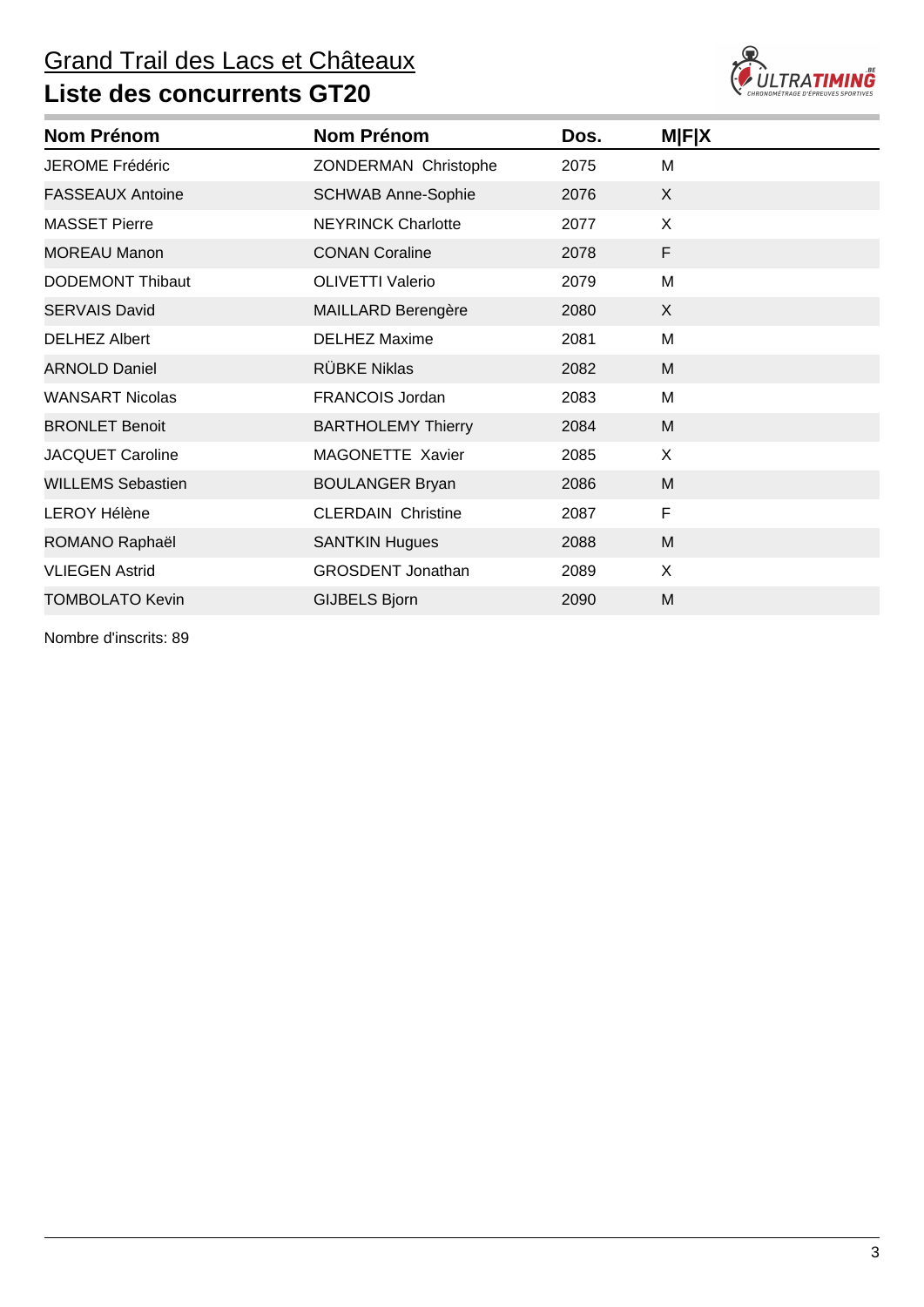# Grand Trail des Lacs et Châteaux

## Liste des concurrents GT20

| Nom Prénom | Nom Prénom | Dos. | M\|F\|X |
|---|---|---|---|
| JEROME Frédéric | ZONDERMAN  Christophe | 2075 | M |
| FASSEAUX Antoine | SCHWAB Anne-Sophie | 2076 | X |
| MASSET Pierre | NEYRINCK Charlotte | 2077 | X |
| MOREAU Manon | CONAN Coraline | 2078 | F |
| DODEMONT Thibaut | OLIVETTI Valerio | 2079 | M |
| SERVAIS David | MAILLARD Berengère | 2080 | X |
| DELHEZ Albert | DELHEZ Maxime | 2081 | M |
| ARNOLD Daniel | RÜBKE Niklas | 2082 | M |
| WANSART Nicolas | FRANCOIS Jordan | 2083 | M |
| BRONLET Benoit | BARTHOLEMY Thierry | 2084 | M |
| JACQUET Caroline | MAGONETTE  Xavier | 2085 | X |
| WILLEMS Sebastien | BOULANGER Bryan | 2086 | M |
| LEROY Hélène | CLERDAIN  Christine | 2087 | F |
| ROMANO Raphaël | SANTKIN Hugues | 2088 | M |
| VLIEGEN Astrid | GROSDENT Jonathan | 2089 | X |
| TOMBOLATO Kevin | GIJBELS Bjorn | 2090 | M |

Nombre d'inscrits: 89